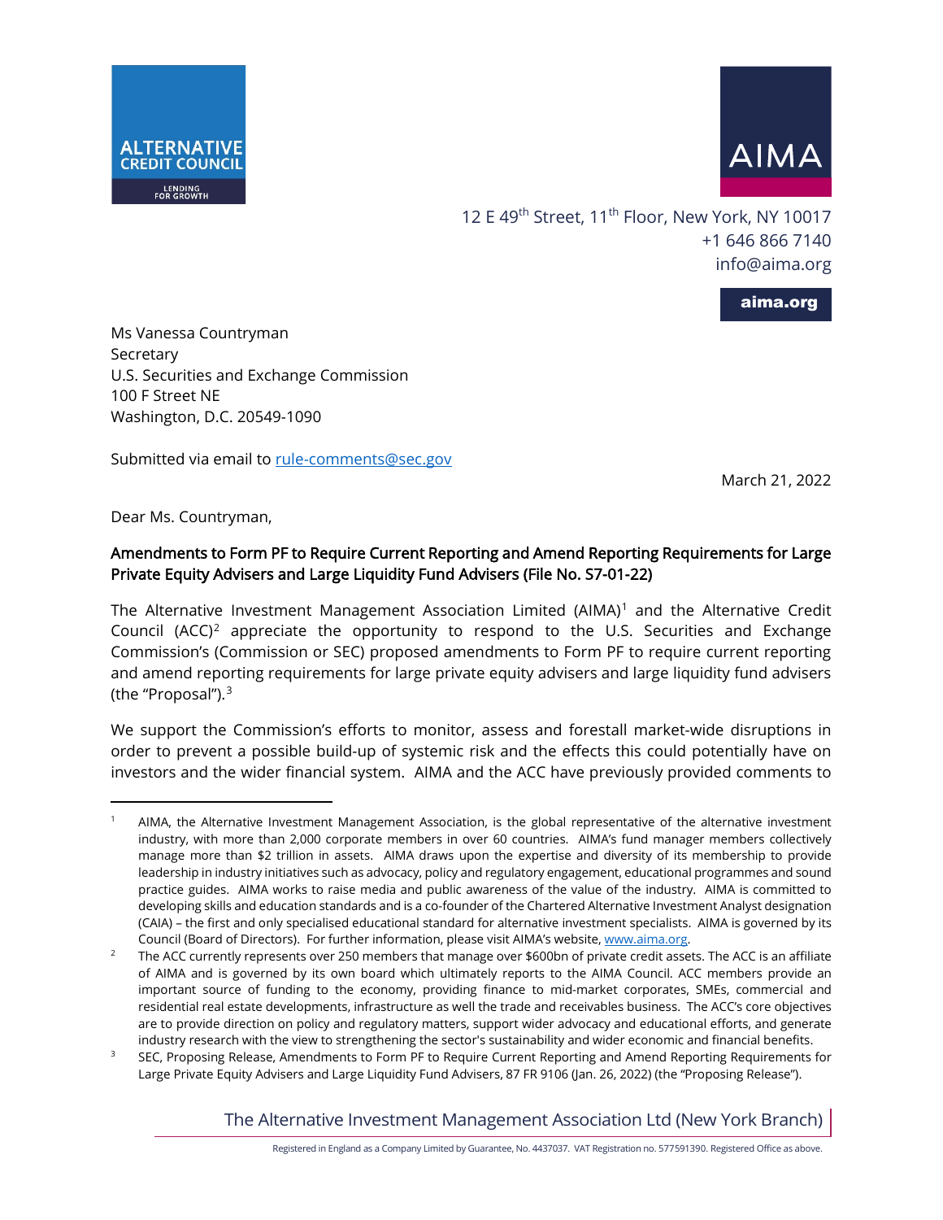ALTERNATIVE CREDIT COUNCIL
LENDING FOR GROWTH

AIMA

12 E 49th Street, 11th Floor, New York, NY 10017
+1 646 866 7140
info@aima.org

aima.org

Ms Vanessa Countryman
Secretary
U.S. Securities and Exchange Commission
100 F Street NE
Washington, D.C. 20549-1090

Submitted via email to rule-comments@sec.gov

March 21, 2022

Dear Ms. Countryman,

**Amendments to Form PF to Require Current Reporting and Amend Reporting Requirements for Large Private Equity Advisers and Large Liquidity Fund Advisers (File No. S7-01-22)**

The Alternative Investment Management Association Limited (AIMA)[1] and the Alternative Credit Council (ACC)[2] appreciate the opportunity to respond to the U.S. Securities and Exchange Commission's (Commission or SEC) proposed amendments to Form PF to require current reporting and amend reporting requirements for large private equity advisers and large liquidity fund advisers (the "Proposal").[3]

We support the Commission's efforts to monitor, assess and forestall market-wide disruptions in order to prevent a possible build-up of systemic risk and the effects this could potentially have on investors and the wider financial system. AIMA and the ACC have previously provided comments to

---

[1] AIMA, the Alternative Investment Management Association, is the global representative of the alternative investment industry, with more than 2,000 corporate members in over 60 countries. AIMA's fund manager members collectively manage more than $2 trillion in assets. AIMA draws upon the expertise and diversity of its membership to provide leadership in industry initiatives such as advocacy, policy and regulatory engagement, educational programmes and sound practice guides. AIMA works to raise media and public awareness of the value of the industry. AIMA is committed to developing skills and education standards and is a co-founder of the Chartered Alternative Investment Analyst designation (CAIA) – the first and only specialised educational standard for alternative investment specialists. AIMA is governed by its Council (Board of Directors). For further information, please visit AIMA's website, www.aima.org.

[2] The ACC currently represents over 250 members that manage over $600bn of private credit assets. The ACC is an affiliate of AIMA and is governed by its own board which ultimately reports to the AIMA Council. ACC members provide an important source of funding to the economy, providing finance to mid-market corporates, SMEs, commercial and residential real estate developments, infrastructure as well the trade and receivables business. The ACC's core objectives are to provide direction on policy and regulatory matters, support wider advocacy and educational efforts, and generate industry research with the view to strengthening the sector's sustainability and wider economic and financial benefits.

[3] SEC, Proposing Release, Amendments to Form PF to Require Current Reporting and Amend Reporting Requirements for Large Private Equity Advisers and Large Liquidity Fund Advisers, 87 FR 9106 (Jan. 26, 2022) (the "Proposing Release").

The Alternative Investment Management Association Ltd (New York Branch)

Registered in England as a Company Limited by Guarantee, No. 4437037. VAT Registration no. 577591390. Registered Office as above.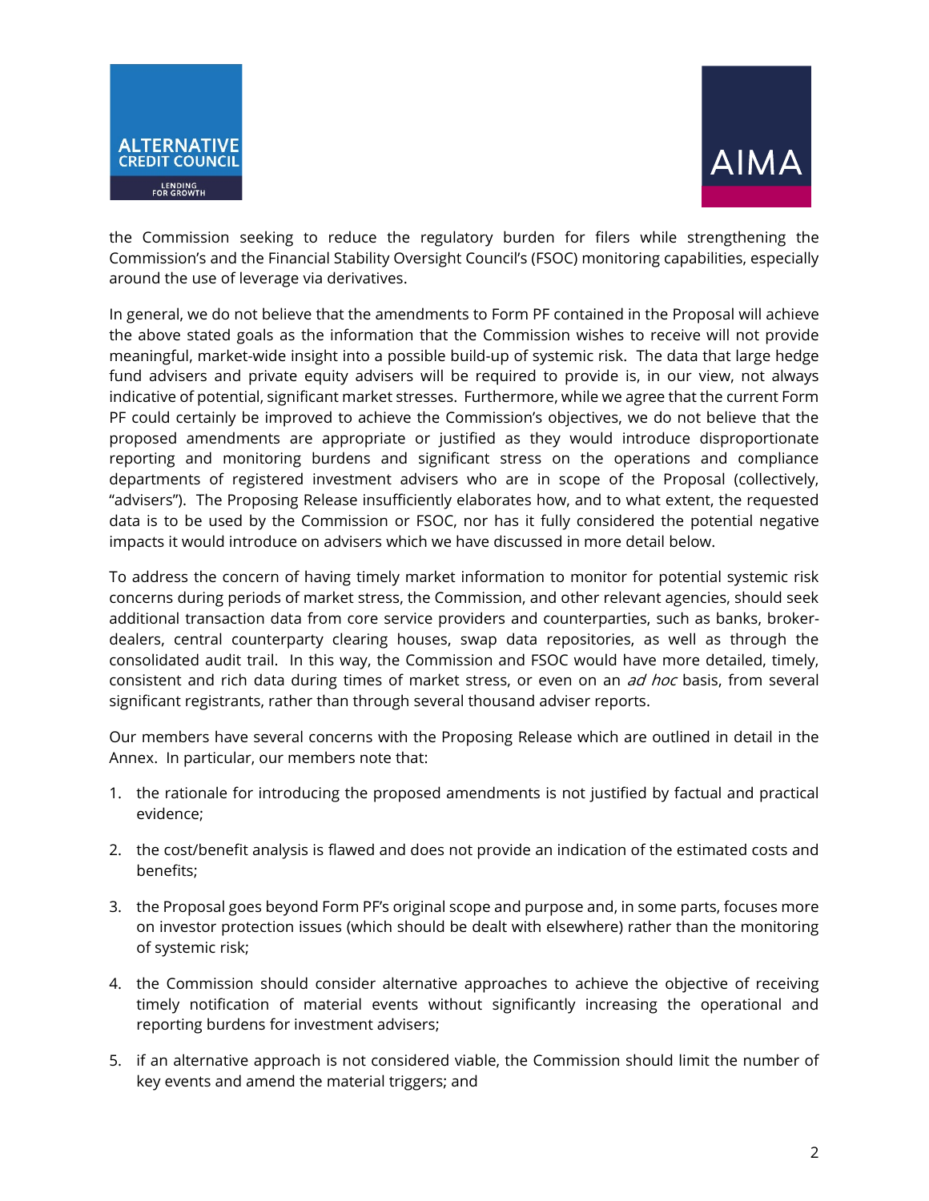the Commission seeking to reduce the regulatory burden for filers while strengthening the Commission's and the Financial Stability Oversight Council's (FSOC) monitoring capabilities, especially around the use of leverage via derivatives.

In general, we do not believe that the amendments to Form PF contained in the Proposal will achieve the above stated goals as the information that the Commission wishes to receive will not provide meaningful, market-wide insight into a possible build-up of systemic risk. The data that large hedge fund advisers and private equity advisers will be required to provide is, in our view, not always indicative of potential, significant market stresses. Furthermore, while we agree that the current Form PF could certainly be improved to achieve the Commission's objectives, we do not believe that the proposed amendments are appropriate or justified as they would introduce disproportionate reporting and monitoring burdens and significant stress on the operations and compliance departments of registered investment advisers who are in scope of the Proposal (collectively, "advisers"). The Proposing Release insufficiently elaborates how, and to what extent, the requested data is to be used by the Commission or FSOC, nor has it fully considered the potential negative impacts it would introduce on advisers which we have discussed in more detail below.

To address the concern of having timely market information to monitor for potential systemic risk concerns during periods of market stress, the Commission, and other relevant agencies, should seek additional transaction data from core service providers and counterparties, such as banks, broker-dealers, central counterparty clearing houses, swap data repositories, as well as through the consolidated audit trail. In this way, the Commission and FSOC would have more detailed, timely, consistent and rich data during times of market stress, or even on an *ad hoc* basis, from several significant registrants, rather than through several thousand adviser reports.

Our members have several concerns with the Proposing Release which are outlined in detail in the Annex. In particular, our members note that:

1. the rationale for introducing the proposed amendments is not justified by factual and practical evidence;
2. the cost/benefit analysis is flawed and does not provide an indication of the estimated costs and benefits;
3. the Proposal goes beyond Form PF's original scope and purpose and, in some parts, focuses more on investor protection issues (which should be dealt with elsewhere) rather than the monitoring of systemic risk;
4. the Commission should consider alternative approaches to achieve the objective of receiving timely notification of material events without significantly increasing the operational and reporting burdens for investment advisers;
5. if an alternative approach is not considered viable, the Commission should limit the number of key events and amend the material triggers; and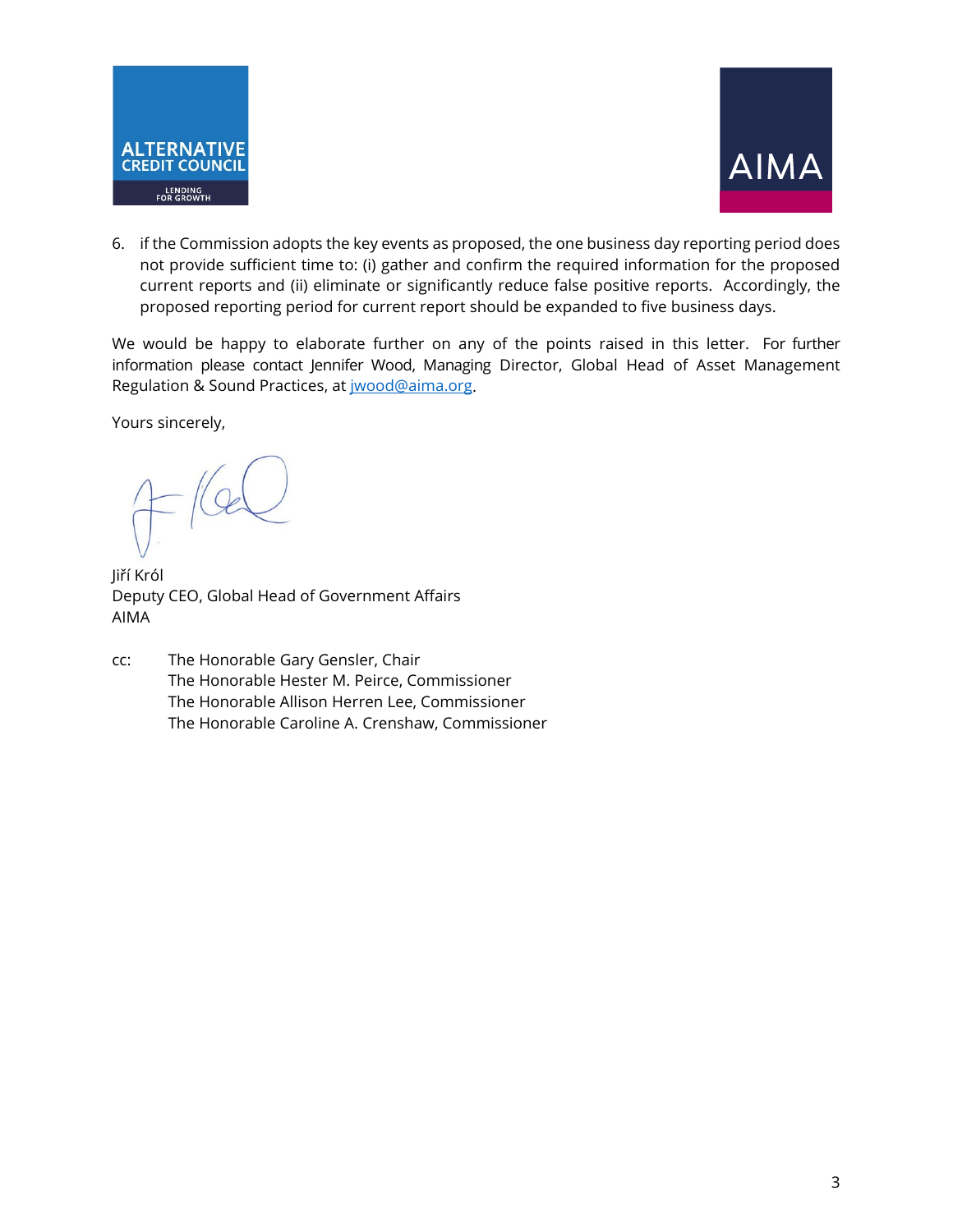6. if the Commission adopts the key events as proposed, the one business day reporting period does not provide sufficient time to: (i) gather and confirm the required information for the proposed current reports and (ii) eliminate or significantly reduce false positive reports. Accordingly, the proposed reporting period for current report should be expanded to five business days.

We would be happy to elaborate further on any of the points raised in this letter. For further information please contact Jennifer Wood, Managing Director, Global Head of Asset Management Regulation & Sound Practices, at jwood@aima.org.

Yours sincerely,

Jiří Król
Deputy CEO, Global Head of Government Affairs
AIMA

cc: The Honorable Gary Gensler, Chair
The Honorable Hester M. Peirce, Commissioner
The Honorable Allison Herren Lee, Commissioner
The Honorable Caroline A. Crenshaw, Commissioner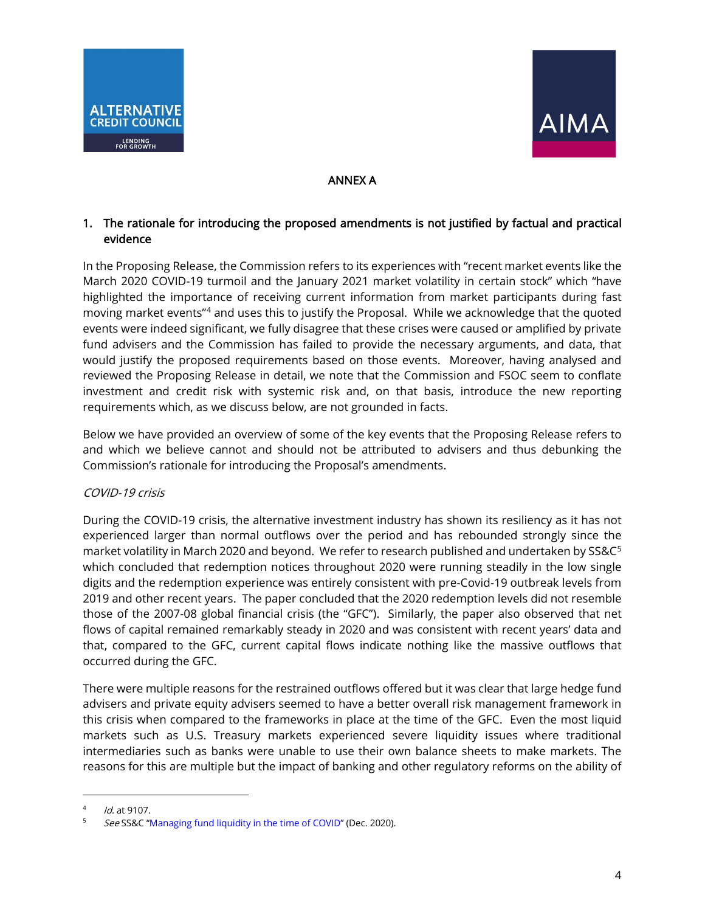ANNEX A

1. The rationale for introducing the proposed amendments is not justified by factual and practical evidence

In the Proposing Release, the Commission refers to its experiences with "recent market events like the March 2020 COVID-19 turmoil and the January 2021 market volatility in certain stock" which "have highlighted the importance of receiving current information from market participants during fast moving market events"[4] and uses this to justify the Proposal. While we acknowledge that the quoted events were indeed significant, we fully disagree that these crises were caused or amplified by private fund advisers and the Commission has failed to provide the necessary arguments, and data, that would justify the proposed requirements based on those events. Moreover, having analysed and reviewed the Proposing Release in detail, we note that the Commission and FSOC seem to conflate investment and credit risk with systemic risk and, on that basis, introduce the new reporting requirements which, as we discuss below, are not grounded in facts.

Below we have provided an overview of some of the key events that the Proposing Release refers to and which we believe cannot and should not be attributed to advisers and thus debunking the Commission's rationale for introducing the Proposal's amendments.

*COVID-19 crisis*

During the COVID-19 crisis, the alternative investment industry has shown its resiliency as it has not experienced larger than normal outflows over the period and has rebounded strongly since the market volatility in March 2020 and beyond. We refer to research published and undertaken by SS&C[5] which concluded that redemption notices throughout 2020 were running steadily in the low single digits and the redemption experience was entirely consistent with pre-Covid-19 outbreak levels from 2019 and other recent years. The paper concluded that the 2020 redemption levels did not resemble those of the 2007-08 global financial crisis (the "GFC"). Similarly, the paper also observed that net flows of capital remained remarkably steady in 2020 and was consistent with recent years' data and that, compared to the GFC, current capital flows indicate nothing like the massive outflows that occurred during the GFC.

There were multiple reasons for the restrained outflows offered but it was clear that large hedge fund advisers and private equity advisers seemed to have a better overall risk management framework in this crisis when compared to the frameworks in place at the time of the GFC. Even the most liquid markets such as U.S. Treasury markets experienced severe liquidity issues where traditional intermediaries such as banks were unable to use their own balance sheets to make markets. The reasons for this are multiple but the impact of banking and other regulatory reforms on the ability of

---

[4] *Id.* at 9107.

[5] *See* SS&C "Managing fund liquidity in the time of COVID" (Dec. 2020).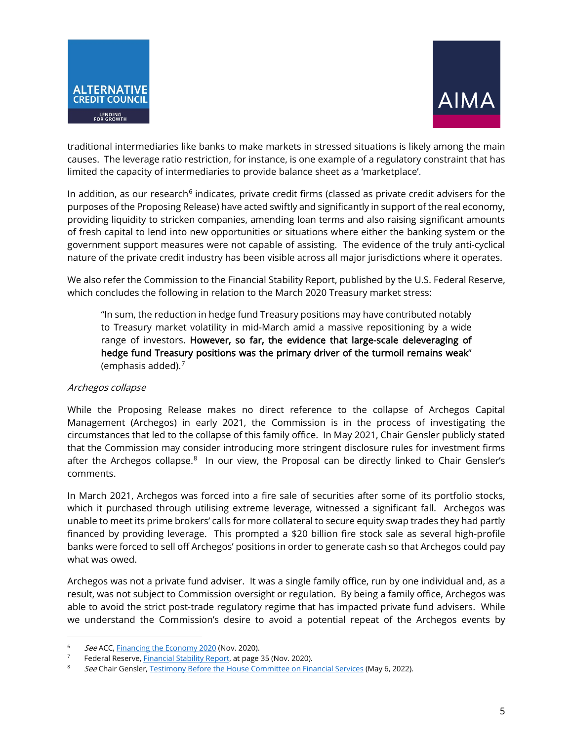traditional intermediaries like banks to make markets in stressed situations is likely among the main causes. The leverage ratio restriction, for instance, is one example of a regulatory constraint that has limited the capacity of intermediaries to provide balance sheet as a 'marketplace'.

In addition, as our research[6] indicates, private credit firms (classed as private credit advisers for the purposes of the Proposing Release) have acted swiftly and significantly in support of the real economy, providing liquidity to stricken companies, amending loan terms and also raising significant amounts of fresh capital to lend into new opportunities or situations where either the banking system or the government support measures were not capable of assisting. The evidence of the truly anti-cyclical nature of the private credit industry has been visible across all major jurisdictions where it operates.

We also refer the Commission to the Financial Stability Report, published by the U.S. Federal Reserve, which concludes the following in relation to the March 2020 Treasury market stress:

> "In sum, the reduction in hedge fund Treasury positions may have contributed notably to Treasury market volatility in mid-March amid a massive repositioning by a wide range of investors. **However, so far, the evidence that large-scale deleveraging of hedge fund Treasury positions was the primary driver of the turmoil remains weak**" (emphasis added).[7]

*Archegos collapse*

While the Proposing Release makes no direct reference to the collapse of Archegos Capital Management (Archegos) in early 2021, the Commission is in the process of investigating the circumstances that led to the collapse of this family office. In May 2021, Chair Gensler publicly stated that the Commission may consider introducing more stringent disclosure rules for investment firms after the Archegos collapse.[8] In our view, the Proposal can be directly linked to Chair Gensler's comments.

In March 2021, Archegos was forced into a fire sale of securities after some of its portfolio stocks, which it purchased through utilising extreme leverage, witnessed a significant fall. Archegos was unable to meet its prime brokers' calls for more collateral to secure equity swap trades they had partly financed by providing leverage. This prompted a $20 billion fire stock sale as several high-profile banks were forced to sell off Archegos' positions in order to generate cash so that Archegos could pay what was owed.

Archegos was not a private fund adviser. It was a single family office, run by one individual and, as a result, was not subject to Commission oversight or regulation. By being a family office, Archegos was able to avoid the strict post-trade regulatory regime that has impacted private fund advisers. While we understand the Commission's desire to avoid a potential repeat of the Archegos events by

---

[6] *See* ACC, Financing the Economy 2020 (Nov. 2020).

[7] Federal Reserve, Financial Stability Report, at page 35 (Nov. 2020).

[8] *See* Chair Gensler, Testimony Before the House Committee on Financial Services (May 6, 2022).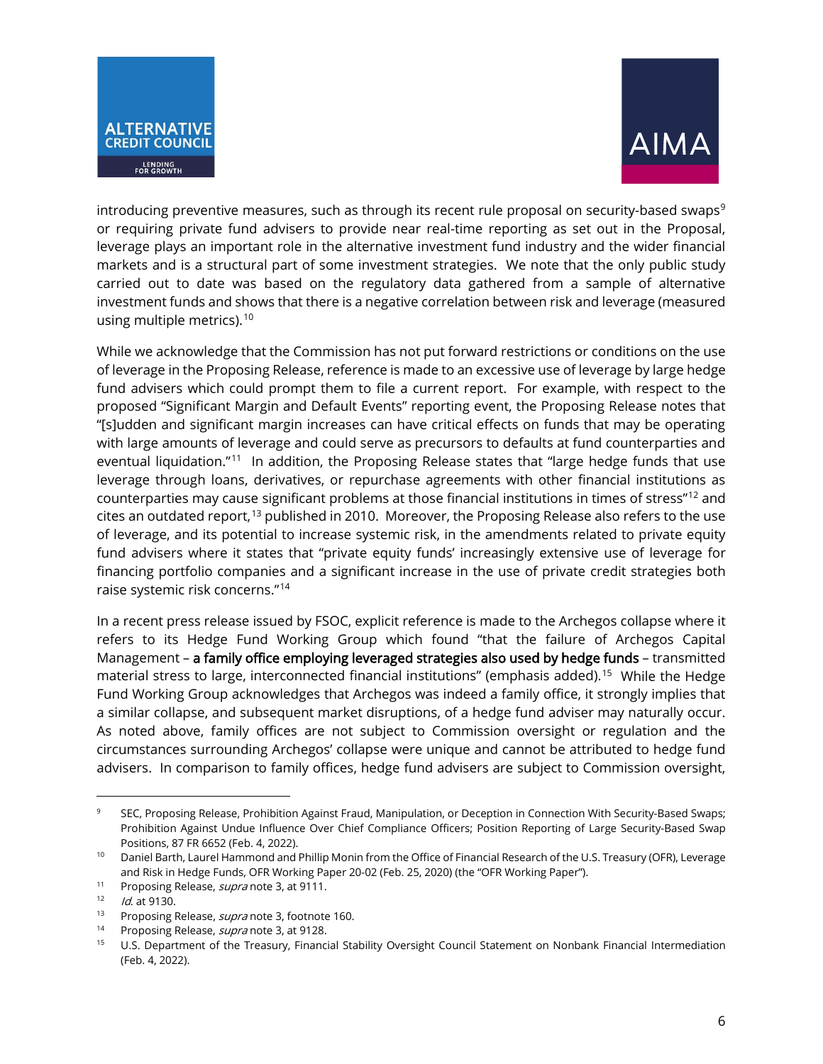introducing preventive measures, such as through its recent rule proposal on security-based swaps[9] or requiring private fund advisers to provide near real-time reporting as set out in the Proposal, leverage plays an important role in the alternative investment fund industry and the wider financial markets and is a structural part of some investment strategies. We note that the only public study carried out to date was based on the regulatory data gathered from a sample of alternative investment funds and shows that there is a negative correlation between risk and leverage (measured using multiple metrics).[10]

While we acknowledge that the Commission has not put forward restrictions or conditions on the use of leverage in the Proposing Release, reference is made to an excessive use of leverage by large hedge fund advisers which could prompt them to file a current report. For example, with respect to the proposed "Significant Margin and Default Events" reporting event, the Proposing Release notes that "[s]udden and significant margin increases can have critical effects on funds that may be operating with large amounts of leverage and could serve as precursors to defaults at fund counterparties and eventual liquidation."[11] In addition, the Proposing Release states that "large hedge funds that use leverage through loans, derivatives, or repurchase agreements with other financial institutions as counterparties may cause significant problems at those financial institutions in times of stress"[12] and cites an outdated report,[13] published in 2010. Moreover, the Proposing Release also refers to the use of leverage, and its potential to increase systemic risk, in the amendments related to private equity fund advisers where it states that "private equity funds' increasingly extensive use of leverage for financing portfolio companies and a significant increase in the use of private credit strategies both raise systemic risk concerns."[14]

In a recent press release issued by FSOC, explicit reference is made to the Archegos collapse where it refers to its Hedge Fund Working Group which found "that the failure of Archegos Capital Management – **a family office employing leveraged strategies also used by hedge funds** – transmitted material stress to large, interconnected financial institutions" (emphasis added).[15] While the Hedge Fund Working Group acknowledges that Archegos was indeed a family office, it strongly implies that a similar collapse, and subsequent market disruptions, of a hedge fund adviser may naturally occur. As noted above, family offices are not subject to Commission oversight or regulation and the circumstances surrounding Archegos' collapse were unique and cannot be attributed to hedge fund advisers. In comparison to family offices, hedge fund advisers are subject to Commission oversight,

---

[9] SEC, Proposing Release, Prohibition Against Fraud, Manipulation, or Deception in Connection With Security-Based Swaps; Prohibition Against Undue Influence Over Chief Compliance Officers; Position Reporting of Large Security-Based Swap Positions, 87 FR 6652 (Feb. 4, 2022).

[10] Daniel Barth, Laurel Hammond and Phillip Monin from the Office of Financial Research of the U.S. Treasury (OFR), Leverage and Risk in Hedge Funds, OFR Working Paper 20-02 (Feb. 25, 2020) (the "OFR Working Paper").

[11] Proposing Release, *supra* note 3, at 9111.

[12] *Id.* at 9130.

[13] Proposing Release, *supra* note 3, footnote 160.

[14] Proposing Release, *supra* note 3, at 9128.

[15] U.S. Department of the Treasury, Financial Stability Oversight Council Statement on Nonbank Financial Intermediation (Feb. 4, 2022).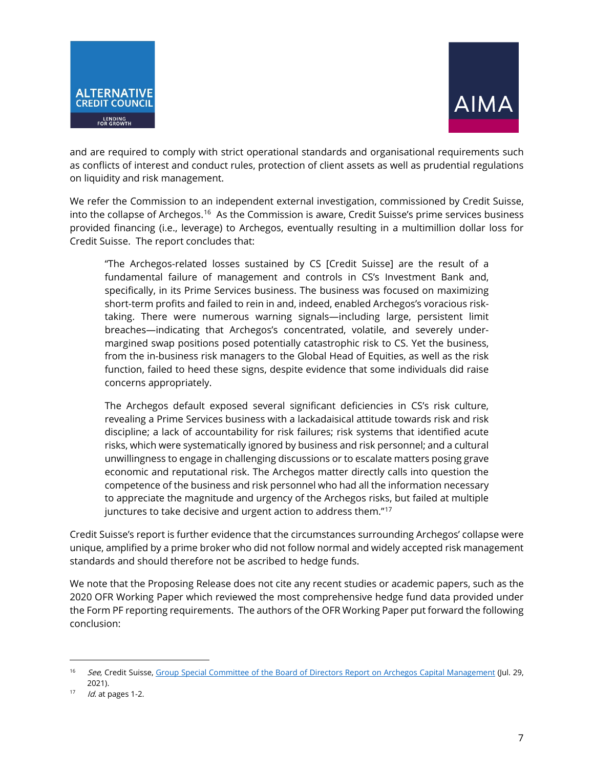and are required to comply with strict operational standards and organisational requirements such as conflicts of interest and conduct rules, protection of client assets as well as prudential regulations on liquidity and risk management.

We refer the Commission to an independent external investigation, commissioned by Credit Suisse, into the collapse of Archegos.[16] As the Commission is aware, Credit Suisse's prime services business provided financing (i.e., leverage) to Archegos, eventually resulting in a multimillion dollar loss for Credit Suisse. The report concludes that:

> "The Archegos-related losses sustained by CS [Credit Suisse] are the result of a fundamental failure of management and controls in CS's Investment Bank and, specifically, in its Prime Services business. The business was focused on maximizing short-term profits and failed to rein in and, indeed, enabled Archegos's voracious risk-taking. There were numerous warning signals—including large, persistent limit breaches—indicating that Archegos's concentrated, volatile, and severely under-margined swap positions posed potentially catastrophic risk to CS. Yet the business, from the in-business risk managers to the Global Head of Equities, as well as the risk function, failed to heed these signs, despite evidence that some individuals did raise concerns appropriately.
>
> The Archegos default exposed several significant deficiencies in CS's risk culture, revealing a Prime Services business with a lackadaisical attitude towards risk and risk discipline; a lack of accountability for risk failures; risk systems that identified acute risks, which were systematically ignored by business and risk personnel; and a cultural unwillingness to engage in challenging discussions or to escalate matters posing grave economic and reputational risk. The Archegos matter directly calls into question the competence of the business and risk personnel who had all the information necessary to appreciate the magnitude and urgency of the Archegos risks, but failed at multiple junctures to take decisive and urgent action to address them."[17]

Credit Suisse's report is further evidence that the circumstances surrounding Archegos' collapse were unique, amplified by a prime broker who did not follow normal and widely accepted risk management standards and should therefore not be ascribed to hedge funds.

We note that the Proposing Release does not cite any recent studies or academic papers, such as the 2020 OFR Working Paper which reviewed the most comprehensive hedge fund data provided under the Form PF reporting requirements. The authors of the OFR Working Paper put forward the following conclusion:

---

[16] *See*, Credit Suisse, Group Special Committee of the Board of Directors Report on Archegos Capital Management (Jul. 29, 2021).

[17] *Id.* at pages 1-2.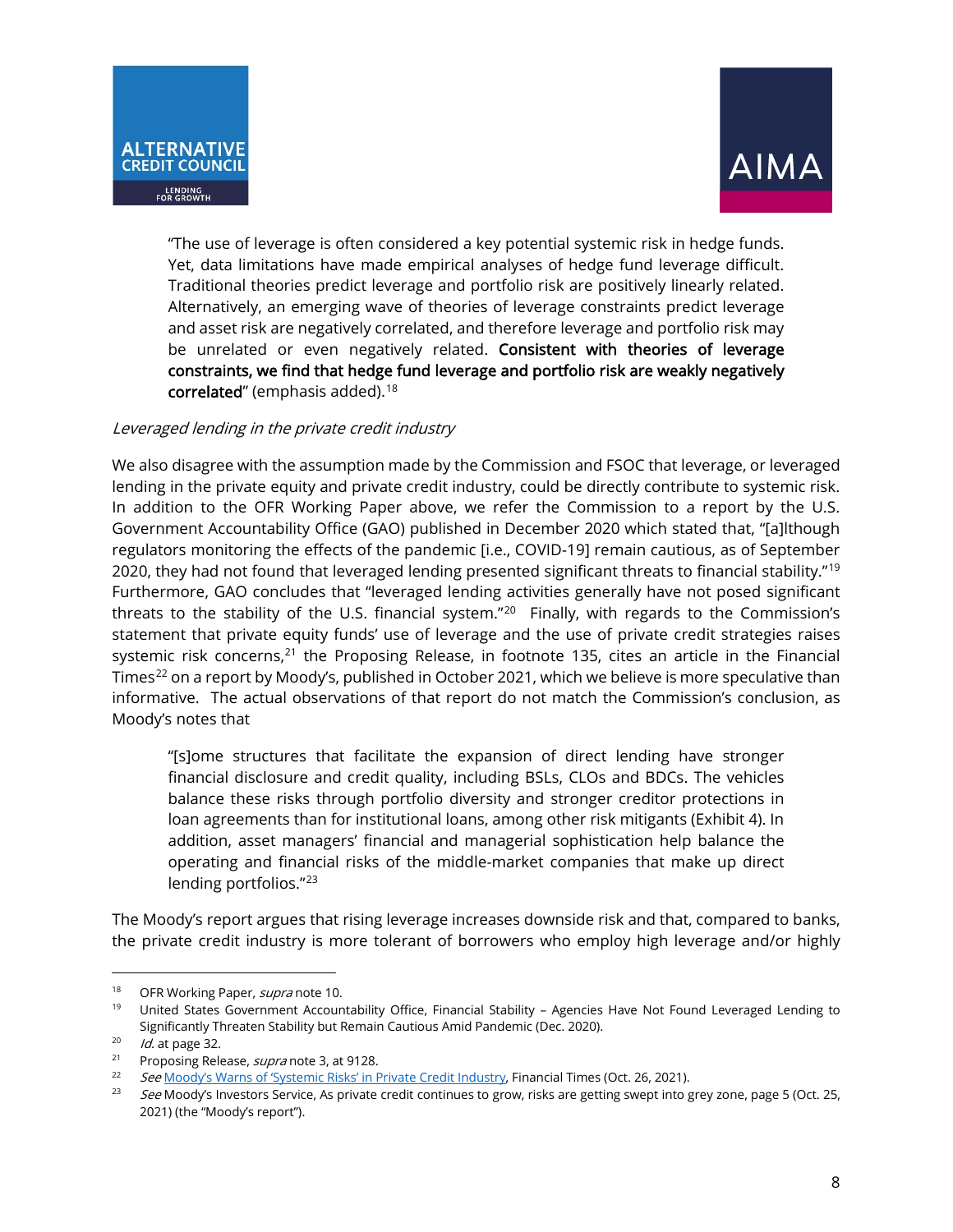> "The use of leverage is often considered a key potential systemic risk in hedge funds. Yet, data limitations have made empirical analyses of hedge fund leverage difficult. Traditional theories predict leverage and portfolio risk are positively linearly related. Alternatively, an emerging wave of theories of leverage constraints predict leverage and asset risk are negatively correlated, and therefore leverage and portfolio risk may be unrelated or even negatively related. **Consistent with theories of leverage constraints, we find that hedge fund leverage and portfolio risk are weakly negatively correlated**" (emphasis added).[18]

*Leveraged lending in the private credit industry*

We also disagree with the assumption made by the Commission and FSOC that leverage, or leveraged lending in the private equity and private credit industry, could be directly contribute to systemic risk. In addition to the OFR Working Paper above, we refer the Commission to a report by the U.S. Government Accountability Office (GAO) published in December 2020 which stated that, "[a]lthough regulators monitoring the effects of the pandemic [i.e., COVID-19] remain cautious, as of September 2020, they had not found that leveraged lending presented significant threats to financial stability."[19] Furthermore, GAO concludes that "leveraged lending activities generally have not posed significant threats to the stability of the U.S. financial system."[20] Finally, with regards to the Commission's statement that private equity funds' use of leverage and the use of private credit strategies raises systemic risk concerns,[21] the Proposing Release, in footnote 135, cites an article in the Financial Times[22] on a report by Moody's, published in October 2021, which we believe is more speculative than informative. The actual observations of that report do not match the Commission's conclusion, as Moody's notes that

> "[s]ome structures that facilitate the expansion of direct lending have stronger financial disclosure and credit quality, including BSLs, CLOs and BDCs. The vehicles balance these risks through portfolio diversity and stronger creditor protections in loan agreements than for institutional loans, among other risk mitigants (Exhibit 4). In addition, asset managers' financial and managerial sophistication help balance the operating and financial risks of the middle-market companies that make up direct lending portfolios."[23]

The Moody's report argues that rising leverage increases downside risk and that, compared to banks, the private credit industry is more tolerant of borrowers who employ high leverage and/or highly

---

[18] OFR Working Paper, *supra* note 10.

[19] United States Government Accountability Office, Financial Stability – Agencies Have Not Found Leveraged Lending to Significantly Threaten Stability but Remain Cautious Amid Pandemic (Dec. 2020).

[20] *Id.* at page 32.

[21] Proposing Release, *supra* note 3, at 9128.

[22] *See* Moody's Warns of 'Systemic Risks' in Private Credit Industry, Financial Times (Oct. 26, 2021).

[23] *See* Moody's Investors Service, As private credit continues to grow, risks are getting swept into grey zone, page 5 (Oct. 25, 2021) (the "Moody's report").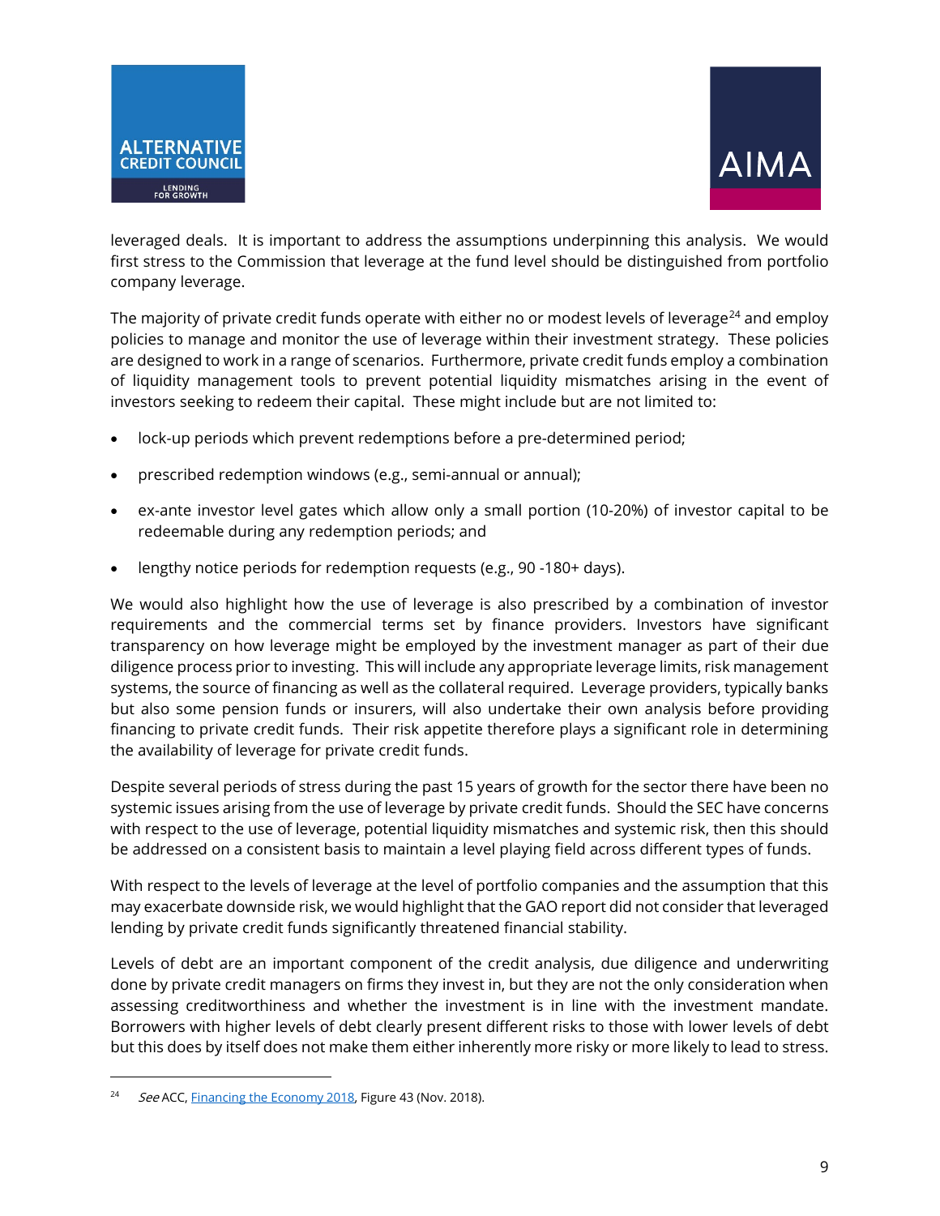leveraged deals. It is important to address the assumptions underpinning this analysis. We would first stress to the Commission that leverage at the fund level should be distinguished from portfolio company leverage.

The majority of private credit funds operate with either no or modest levels of leverage[24] and employ policies to manage and monitor the use of leverage within their investment strategy. These policies are designed to work in a range of scenarios. Furthermore, private credit funds employ a combination of liquidity management tools to prevent potential liquidity mismatches arising in the event of investors seeking to redeem their capital. These might include but are not limited to:

- lock-up periods which prevent redemptions before a pre-determined period;
- prescribed redemption windows (e.g., semi-annual or annual);
- ex-ante investor level gates which allow only a small portion (10-20%) of investor capital to be redeemable during any redemption periods; and
- lengthy notice periods for redemption requests (e.g., 90 -180+ days).

We would also highlight how the use of leverage is also prescribed by a combination of investor requirements and the commercial terms set by finance providers. Investors have significant transparency on how leverage might be employed by the investment manager as part of their due diligence process prior to investing. This will include any appropriate leverage limits, risk management systems, the source of financing as well as the collateral required. Leverage providers, typically banks but also some pension funds or insurers, will also undertake their own analysis before providing financing to private credit funds. Their risk appetite therefore plays a significant role in determining the availability of leverage for private credit funds.

Despite several periods of stress during the past 15 years of growth for the sector there have been no systemic issues arising from the use of leverage by private credit funds. Should the SEC have concerns with respect to the use of leverage, potential liquidity mismatches and systemic risk, then this should be addressed on a consistent basis to maintain a level playing field across different types of funds.

With respect to the levels of leverage at the level of portfolio companies and the assumption that this may exacerbate downside risk, we would highlight that the GAO report did not consider that leveraged lending by private credit funds significantly threatened financial stability.

Levels of debt are an important component of the credit analysis, due diligence and underwriting done by private credit managers on firms they invest in, but they are not the only consideration when assessing creditworthiness and whether the investment is in line with the investment mandate. Borrowers with higher levels of debt clearly present different risks to those with lower levels of debt but this does by itself does not make them either inherently more risky or more likely to lead to stress.

---

[24] *See* ACC, Financing the Economy 2018, Figure 43 (Nov. 2018).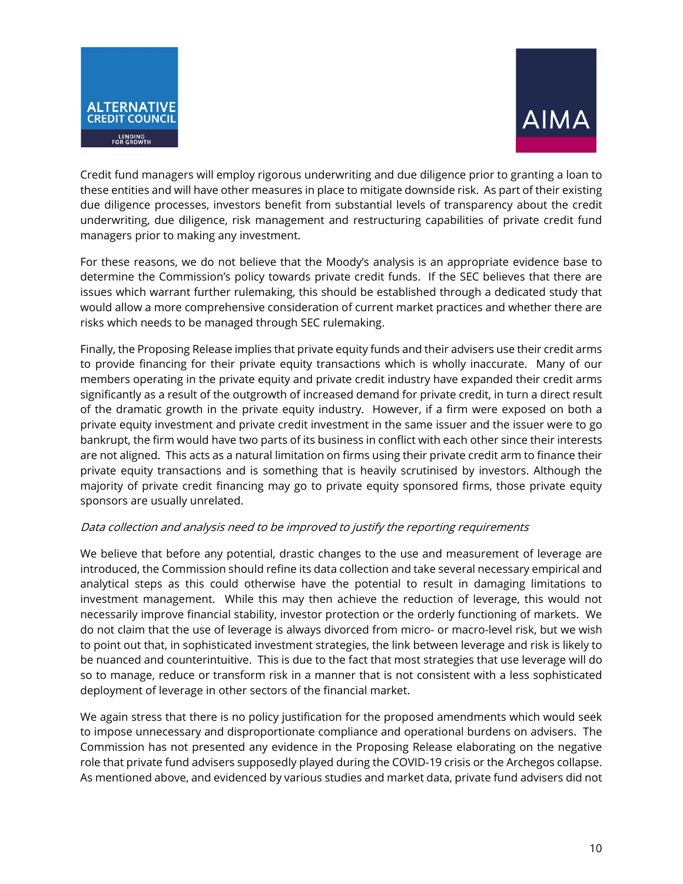Credit fund managers will employ rigorous underwriting and due diligence prior to granting a loan to these entities and will have other measures in place to mitigate downside risk. As part of their existing due diligence processes, investors benefit from substantial levels of transparency about the credit underwriting, due diligence, risk management and restructuring capabilities of private credit fund managers prior to making any investment.

For these reasons, we do not believe that the Moody's analysis is an appropriate evidence base to determine the Commission's policy towards private credit funds. If the SEC believes that there are issues which warrant further rulemaking, this should be established through a dedicated study that would allow a more comprehensive consideration of current market practices and whether there are risks which needs to be managed through SEC rulemaking.

Finally, the Proposing Release implies that private equity funds and their advisers use their credit arms to provide financing for their private equity transactions which is wholly inaccurate. Many of our members operating in the private equity and private credit industry have expanded their credit arms significantly as a result of the outgrowth of increased demand for private credit, in turn a direct result of the dramatic growth in the private equity industry. However, if a firm were exposed on both a private equity investment and private credit investment in the same issuer and the issuer were to go bankrupt, the firm would have two parts of its business in conflict with each other since their interests are not aligned. This acts as a natural limitation on firms using their private credit arm to finance their private equity transactions and is something that is heavily scrutinised by investors. Although the majority of private credit financing may go to private equity sponsored firms, those private equity sponsors are usually unrelated.

*Data collection and analysis need to be improved to justify the reporting requirements*

We believe that before any potential, drastic changes to the use and measurement of leverage are introduced, the Commission should refine its data collection and take several necessary empirical and analytical steps as this could otherwise have the potential to result in damaging limitations to investment management. While this may then achieve the reduction of leverage, this would not necessarily improve financial stability, investor protection or the orderly functioning of markets. We do not claim that the use of leverage is always divorced from micro- or macro-level risk, but we wish to point out that, in sophisticated investment strategies, the link between leverage and risk is likely to be nuanced and counterintuitive. This is due to the fact that most strategies that use leverage will do so to manage, reduce or transform risk in a manner that is not consistent with a less sophisticated deployment of leverage in other sectors of the financial market.

We again stress that there is no policy justification for the proposed amendments which would seek to impose unnecessary and disproportionate compliance and operational burdens on advisers. The Commission has not presented any evidence in the Proposing Release elaborating on the negative role that private fund advisers supposedly played during the COVID-19 crisis or the Archegos collapse. As mentioned above, and evidenced by various studies and market data, private fund advisers did not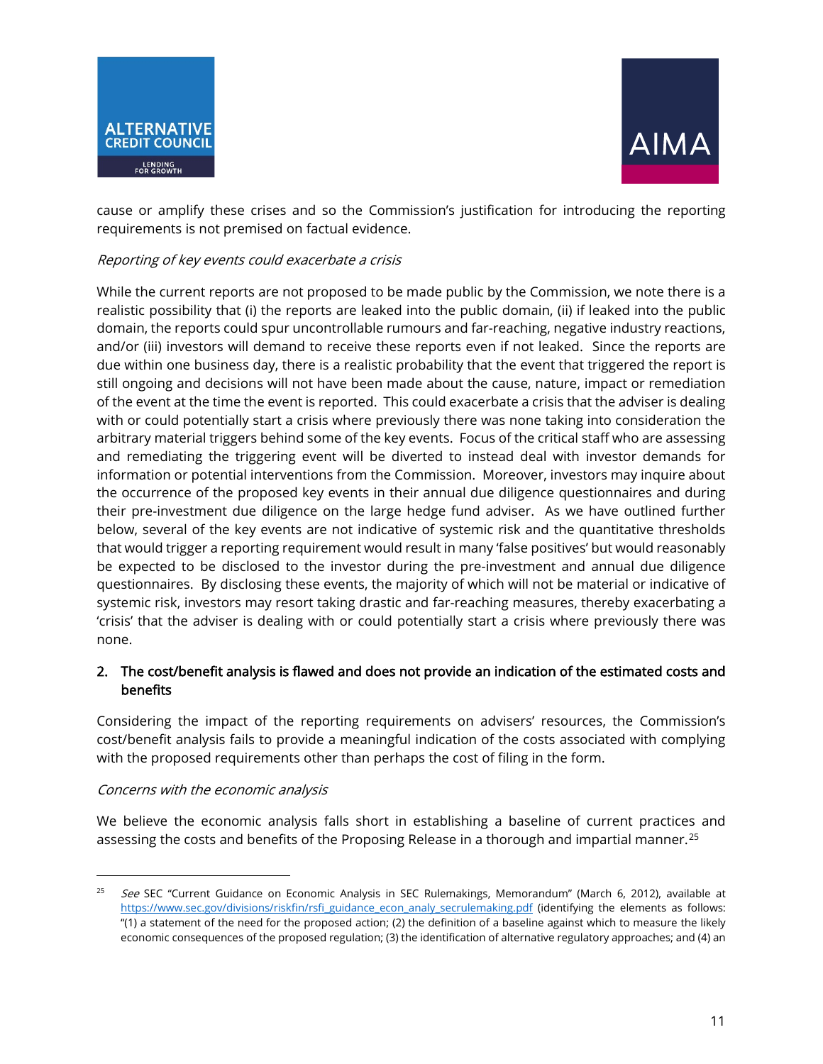cause or amplify these crises and so the Commission's justification for introducing the reporting requirements is not premised on factual evidence.

*Reporting of key events could exacerbate a crisis*

While the current reports are not proposed to be made public by the Commission, we note there is a realistic possibility that (i) the reports are leaked into the public domain, (ii) if leaked into the public domain, the reports could spur uncontrollable rumours and far-reaching, negative industry reactions, and/or (iii) investors will demand to receive these reports even if not leaked. Since the reports are due within one business day, there is a realistic probability that the event that triggered the report is still ongoing and decisions will not have been made about the cause, nature, impact or remediation of the event at the time the event is reported. This could exacerbate a crisis that the adviser is dealing with or could potentially start a crisis where previously there was none taking into consideration the arbitrary material triggers behind some of the key events. Focus of the critical staff who are assessing and remediating the triggering event will be diverted to instead deal with investor demands for information or potential interventions from the Commission. Moreover, investors may inquire about the occurrence of the proposed key events in their annual due diligence questionnaires and during their pre-investment due diligence on the large hedge fund adviser. As we have outlined further below, several of the key events are not indicative of systemic risk and the quantitative thresholds that would trigger a reporting requirement would result in many 'false positives' but would reasonably be expected to be disclosed to the investor during the pre-investment and annual due diligence questionnaires. By disclosing these events, the majority of which will not be material or indicative of systemic risk, investors may resort taking drastic and far-reaching measures, thereby exacerbating a 'crisis' that the adviser is dealing with or could potentially start a crisis where previously there was none.

## 2. The cost/benefit analysis is flawed and does not provide an indication of the estimated costs and benefits

Considering the impact of the reporting requirements on advisers' resources, the Commission's cost/benefit analysis fails to provide a meaningful indication of the costs associated with complying with the proposed requirements other than perhaps the cost of filing in the form.

*Concerns with the economic analysis*

We believe the economic analysis falls short in establishing a baseline of current practices and assessing the costs and benefits of the Proposing Release in a thorough and impartial manner.[25]

[25] *See* SEC "Current Guidance on Economic Analysis in SEC Rulemakings, Memorandum" (March 6, 2012), available at https://www.sec.gov/divisions/riskfin/rsfi_guidance_econ_analy_secrulemaking.pdf (identifying the elements as follows: "(1) a statement of the need for the proposed action; (2) the definition of a baseline against which to measure the likely economic consequences of the proposed regulation; (3) the identification of alternative regulatory approaches; and (4) an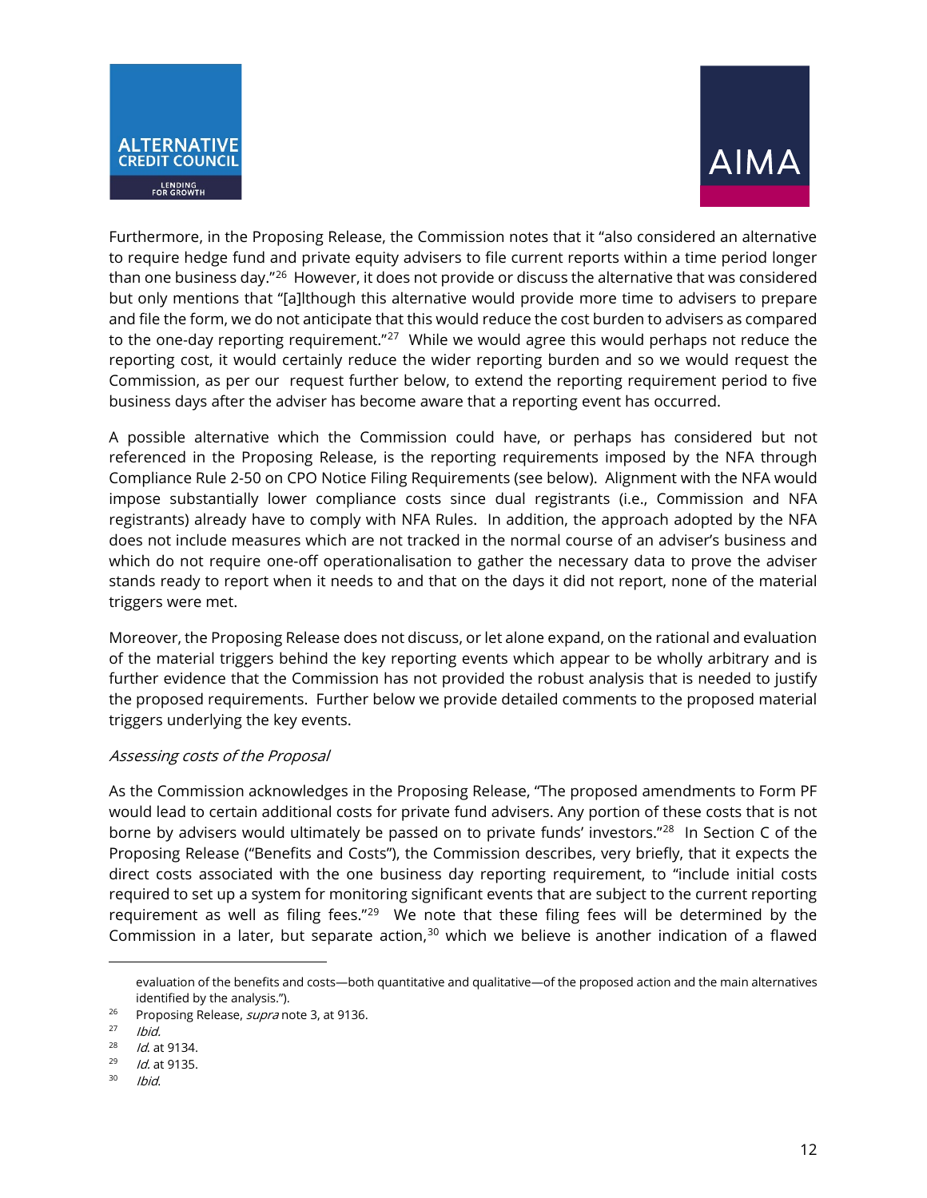Furthermore, in the Proposing Release, the Commission notes that it "also considered an alternative to require hedge fund and private equity advisers to file current reports within a time period longer than one business day."[26] However, it does not provide or discuss the alternative that was considered but only mentions that "[a]lthough this alternative would provide more time to advisers to prepare and file the form, we do not anticipate that this would reduce the cost burden to advisers as compared to the one-day reporting requirement."[27] While we would agree this would perhaps not reduce the reporting cost, it would certainly reduce the wider reporting burden and so we would request the Commission, as per our request further below, to extend the reporting requirement period to five business days after the adviser has become aware that a reporting event has occurred.

A possible alternative which the Commission could have, or perhaps has considered but not referenced in the Proposing Release, is the reporting requirements imposed by the NFA through Compliance Rule 2-50 on CPO Notice Filing Requirements (see below). Alignment with the NFA would impose substantially lower compliance costs since dual registrants (i.e., Commission and NFA registrants) already have to comply with NFA Rules. In addition, the approach adopted by the NFA does not include measures which are not tracked in the normal course of an adviser's business and which do not require one-off operationalisation to gather the necessary data to prove the adviser stands ready to report when it needs to and that on the days it did not report, none of the material triggers were met.

Moreover, the Proposing Release does not discuss, or let alone expand, on the rational and evaluation of the material triggers behind the key reporting events which appear to be wholly arbitrary and is further evidence that the Commission has not provided the robust analysis that is needed to justify the proposed requirements. Further below we provide detailed comments to the proposed material triggers underlying the key events.

*Assessing costs of the Proposal*

As the Commission acknowledges in the Proposing Release, "The proposed amendments to Form PF would lead to certain additional costs for private fund advisers. Any portion of these costs that is not borne by advisers would ultimately be passed on to private funds' investors."[28] In Section C of the Proposing Release ("Benefits and Costs"), the Commission describes, very briefly, that it expects the direct costs associated with the one business day reporting requirement, to "include initial costs required to set up a system for monitoring significant events that are subject to the current reporting requirement as well as filing fees."[29] We note that these filing fees will be determined by the Commission in a later, but separate action,[30] which we believe is another indication of a flawed

---

evaluation of the benefits and costs—both quantitative and qualitative—of the proposed action and the main alternatives identified by the analysis.").

[26] Proposing Release, *supra* note 3, at 9136.

[27] *Ibid.*

[28] *Id.* at 9134.

[29] *Id.* at 9135.

[30] *Ibid.*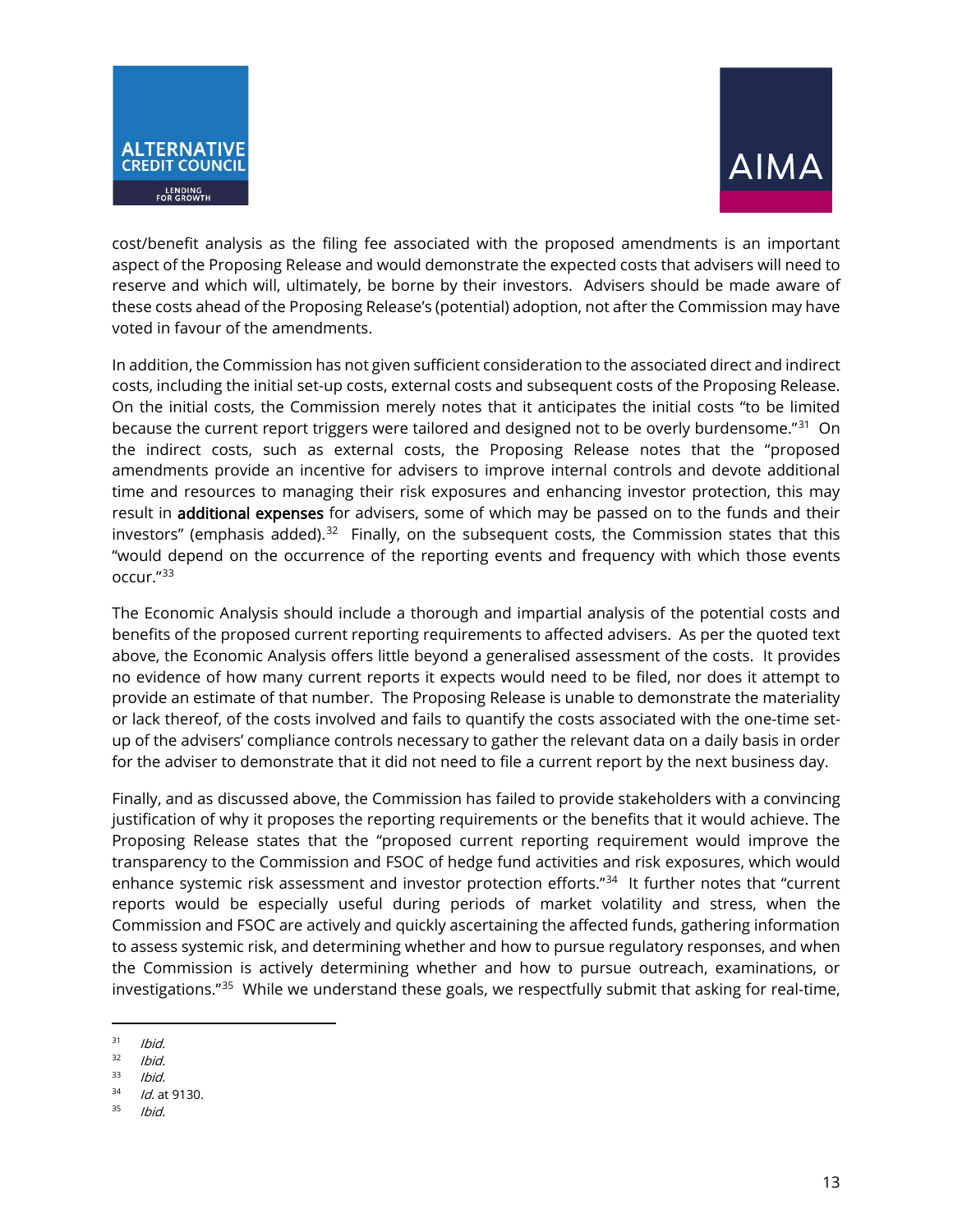cost/benefit analysis as the filing fee associated with the proposed amendments is an important aspect of the Proposing Release and would demonstrate the expected costs that advisers will need to reserve and which will, ultimately, be borne by their investors. Advisers should be made aware of these costs ahead of the Proposing Release's (potential) adoption, not after the Commission may have voted in favour of the amendments.

In addition, the Commission has not given sufficient consideration to the associated direct and indirect costs, including the initial set-up costs, external costs and subsequent costs of the Proposing Release. On the initial costs, the Commission merely notes that it anticipates the initial costs "to be limited because the current report triggers were tailored and designed not to be overly burdensome."[31] On the indirect costs, such as external costs, the Proposing Release notes that the "proposed amendments provide an incentive for advisers to improve internal controls and devote additional time and resources to managing their risk exposures and enhancing investor protection, this may result in **additional expenses** for advisers, some of which may be passed on to the funds and their investors" (emphasis added).[32] Finally, on the subsequent costs, the Commission states that this "would depend on the occurrence of the reporting events and frequency with which those events occur."[33]

The Economic Analysis should include a thorough and impartial analysis of the potential costs and benefits of the proposed current reporting requirements to affected advisers. As per the quoted text above, the Economic Analysis offers little beyond a generalised assessment of the costs. It provides no evidence of how many current reports it expects would need to be filed, nor does it attempt to provide an estimate of that number. The Proposing Release is unable to demonstrate the materiality or lack thereof, of the costs involved and fails to quantify the costs associated with the one-time set-up of the advisers' compliance controls necessary to gather the relevant data on a daily basis in order for the adviser to demonstrate that it did not need to file a current report by the next business day.

Finally, and as discussed above, the Commission has failed to provide stakeholders with a convincing justification of why it proposes the reporting requirements or the benefits that it would achieve. The Proposing Release states that the "proposed current reporting requirement would improve the transparency to the Commission and FSOC of hedge fund activities and risk exposures, which would enhance systemic risk assessment and investor protection efforts."[34] It further notes that "current reports would be especially useful during periods of market volatility and stress, when the Commission and FSOC are actively and quickly ascertaining the affected funds, gathering information to assess systemic risk, and determining whether and how to pursue regulatory responses, and when the Commission is actively determining whether and how to pursue outreach, examinations, or investigations."[35] While we understand these goals, we respectfully submit that asking for real-time,

---

[31] *Ibid.*

[32] *Ibid.*

[33] *Ibid.*

[34] *Id.* at 9130.

[35] *Ibid.*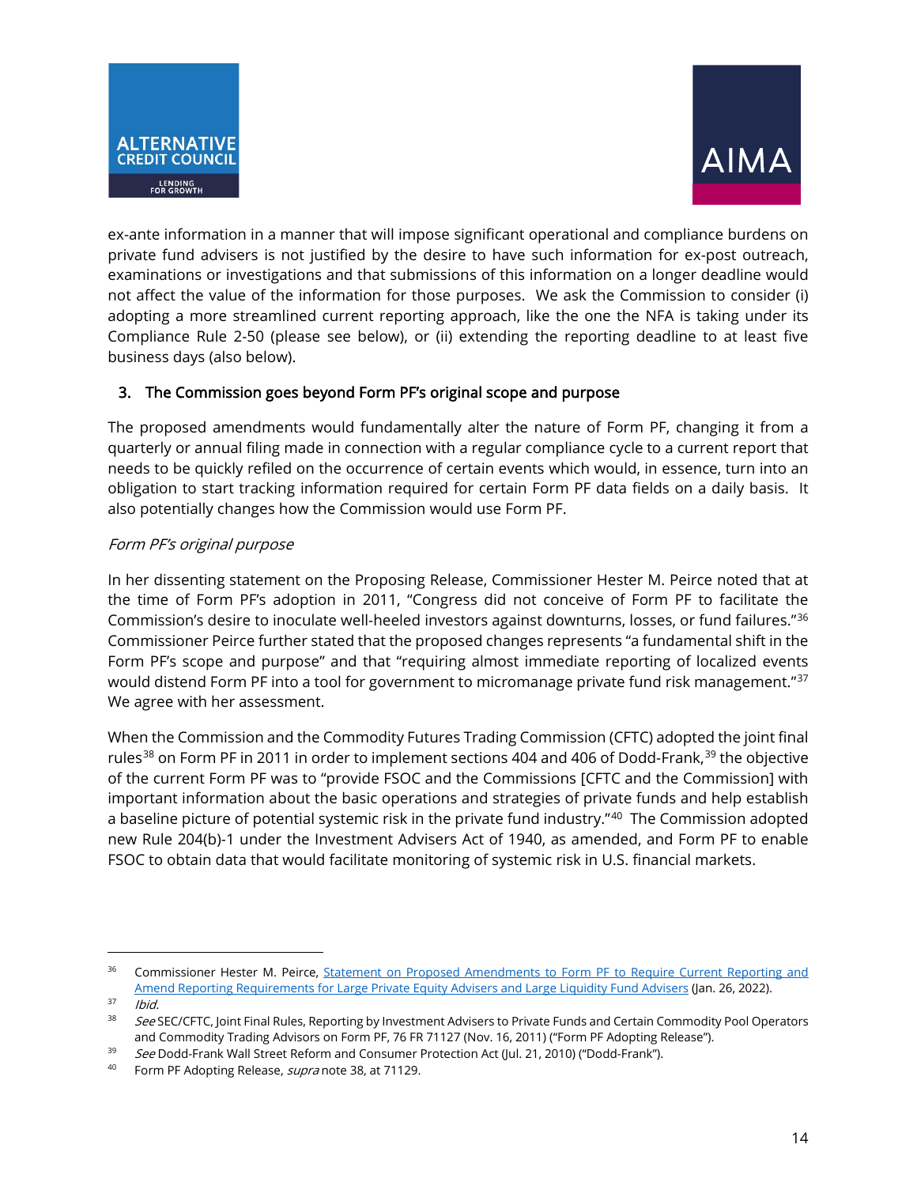ex-ante information in a manner that will impose significant operational and compliance burdens on private fund advisers is not justified by the desire to have such information for ex-post outreach, examinations or investigations and that submissions of this information on a longer deadline would not affect the value of the information for those purposes. We ask the Commission to consider (i) adopting a more streamlined current reporting approach, like the one the NFA is taking under its Compliance Rule 2-50 (please see below), or (ii) extending the reporting deadline to at least five business days (also below).

### 3. The Commission goes beyond Form PF's original scope and purpose

The proposed amendments would fundamentally alter the nature of Form PF, changing it from a quarterly or annual filing made in connection with a regular compliance cycle to a current report that needs to be quickly refiled on the occurrence of certain events which would, in essence, turn into an obligation to start tracking information required for certain Form PF data fields on a daily basis. It also potentially changes how the Commission would use Form PF.

*Form PF's original purpose*

In her dissenting statement on the Proposing Release, Commissioner Hester M. Peirce noted that at the time of Form PF's adoption in 2011, "Congress did not conceive of Form PF to facilitate the Commission's desire to inoculate well-heeled investors against downturns, losses, or fund failures."[36] Commissioner Peirce further stated that the proposed changes represents "a fundamental shift in the Form PF's scope and purpose" and that "requiring almost immediate reporting of localized events would distend Form PF into a tool for government to micromanage private fund risk management."[37] We agree with her assessment.

When the Commission and the Commodity Futures Trading Commission (CFTC) adopted the joint final rules[38] on Form PF in 2011 in order to implement sections 404 and 406 of Dodd-Frank,[39] the objective of the current Form PF was to "provide FSOC and the Commissions [CFTC and the Commission] with important information about the basic operations and strategies of private funds and help establish a baseline picture of potential systemic risk in the private fund industry."[40] The Commission adopted new Rule 204(b)-1 under the Investment Advisers Act of 1940, as amended, and Form PF to enable FSOC to obtain data that would facilitate monitoring of systemic risk in U.S. financial markets.

---

[36] Commissioner Hester M. Peirce, [Statement on Proposed Amendments to Form PF to Require Current Reporting and Amend Reporting Requirements for Large Private Equity Advisers and Large Liquidity Fund Advisers](#) (Jan. 26, 2022).

[37] *Ibid.*

[38] *See* SEC/CFTC, Joint Final Rules, Reporting by Investment Advisers to Private Funds and Certain Commodity Pool Operators and Commodity Trading Advisors on Form PF, 76 FR 71127 (Nov. 16, 2011) ("Form PF Adopting Release").

[39] *See* Dodd-Frank Wall Street Reform and Consumer Protection Act (Jul. 21, 2010) ("Dodd-Frank").

[40] Form PF Adopting Release, *supra* note 38, at 71129.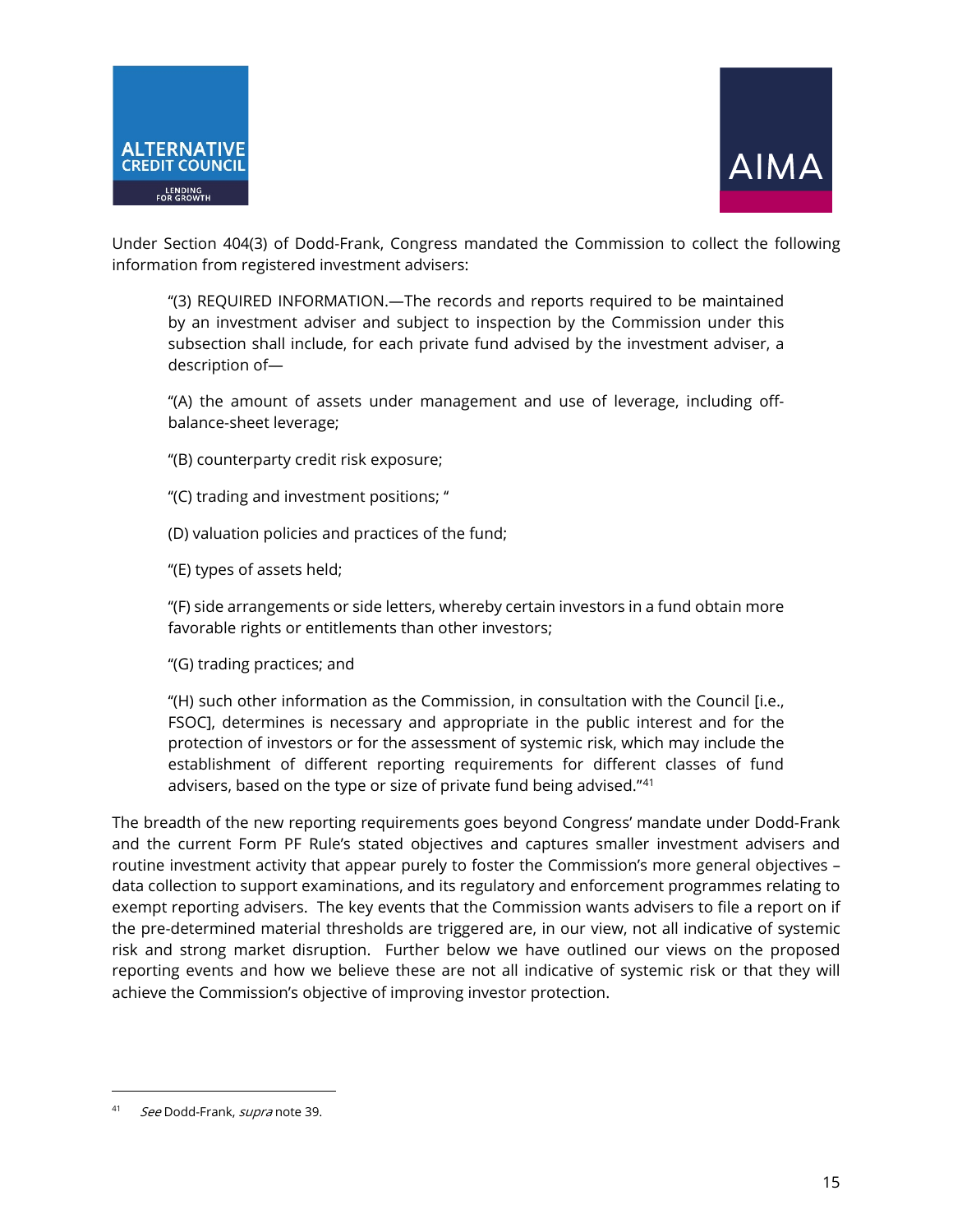Under Section 404(3) of Dodd-Frank, Congress mandated the Commission to collect the following information from registered investment advisers:

> "(3) REQUIRED INFORMATION.—The records and reports required to be maintained by an investment adviser and subject to inspection by the Commission under this subsection shall include, for each private fund advised by the investment adviser, a description of—
>
> "(A) the amount of assets under management and use of leverage, including off-balance-sheet leverage;
>
> "(B) counterparty credit risk exposure;
>
> "(C) trading and investment positions; "
>
> (D) valuation policies and practices of the fund;
>
> "(E) types of assets held;
>
> "(F) side arrangements or side letters, whereby certain investors in a fund obtain more favorable rights or entitlements than other investors;
>
> "(G) trading practices; and
>
> "(H) such other information as the Commission, in consultation with the Council [i.e., FSOC], determines is necessary and appropriate in the public interest and for the protection of investors or for the assessment of systemic risk, which may include the establishment of different reporting requirements for different classes of fund advisers, based on the type or size of private fund being advised."[41]

The breadth of the new reporting requirements goes beyond Congress' mandate under Dodd-Frank and the current Form PF Rule's stated objectives and captures smaller investment advisers and routine investment activity that appear purely to foster the Commission's more general objectives – data collection to support examinations, and its regulatory and enforcement programmes relating to exempt reporting advisers. The key events that the Commission wants advisers to file a report on if the pre-determined material thresholds are triggered are, in our view, not all indicative of systemic risk and strong market disruption. Further below we have outlined our views on the proposed reporting events and how we believe these are not all indicative of systemic risk or that they will achieve the Commission's objective of improving investor protection.

---

[41] *See* Dodd-Frank, *supra* note 39.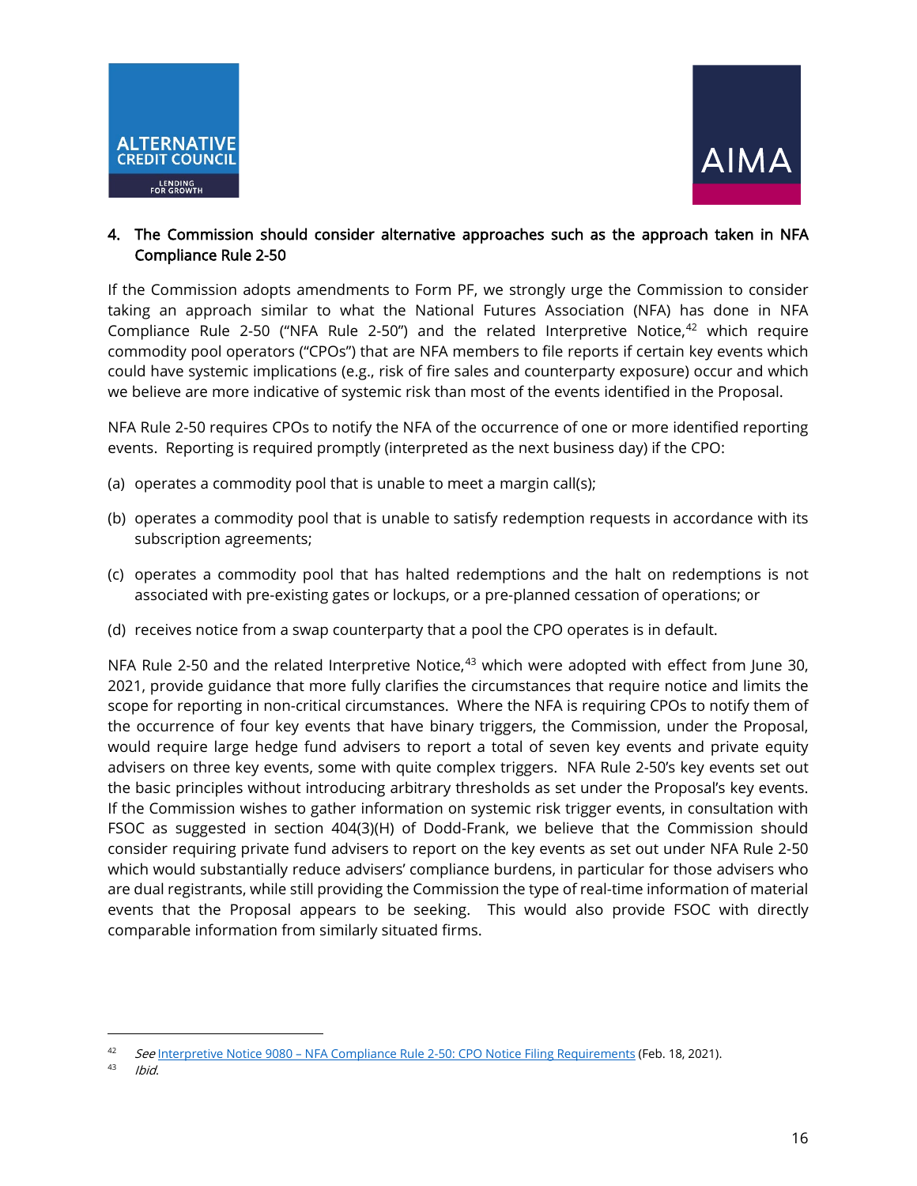4. **The Commission should consider alternative approaches such as the approach taken in NFA Compliance Rule 2-50**

If the Commission adopts amendments to Form PF, we strongly urge the Commission to consider taking an approach similar to what the National Futures Association (NFA) has done in NFA Compliance Rule 2-50 ("NFA Rule 2-50") and the related Interpretive Notice,[42] which require commodity pool operators ("CPOs") that are NFA members to file reports if certain key events which could have systemic implications (e.g., risk of fire sales and counterparty exposure) occur and which we believe are more indicative of systemic risk than most of the events identified in the Proposal.

NFA Rule 2-50 requires CPOs to notify the NFA of the occurrence of one or more identified reporting events. Reporting is required promptly (interpreted as the next business day) if the CPO:

(a) operates a commodity pool that is unable to meet a margin call(s);

(b) operates a commodity pool that is unable to satisfy redemption requests in accordance with its subscription agreements;

(c) operates a commodity pool that has halted redemptions and the halt on redemptions is not associated with pre-existing gates or lockups, or a pre-planned cessation of operations; or

(d) receives notice from a swap counterparty that a pool the CPO operates is in default.

NFA Rule 2-50 and the related Interpretive Notice,[43] which were adopted with effect from June 30, 2021, provide guidance that more fully clarifies the circumstances that require notice and limits the scope for reporting in non-critical circumstances. Where the NFA is requiring CPOs to notify them of the occurrence of four key events that have binary triggers, the Commission, under the Proposal, would require large hedge fund advisers to report a total of seven key events and private equity advisers on three key events, some with quite complex triggers. NFA Rule 2-50's key events set out the basic principles without introducing arbitrary thresholds as set under the Proposal's key events. If the Commission wishes to gather information on systemic risk trigger events, in consultation with FSOC as suggested in section 404(3)(H) of Dodd-Frank, we believe that the Commission should consider requiring private fund advisers to report on the key events as set out under NFA Rule 2-50 which would substantially reduce advisers' compliance burdens, in particular for those advisers who are dual registrants, while still providing the Commission the type of real-time information of material events that the Proposal appears to be seeking. This would also provide FSOC with directly comparable information from similarly situated firms.

---

[42] *See* Interpretive Notice 9080 – NFA Compliance Rule 2-50: CPO Notice Filing Requirements (Feb. 18, 2021).

[43] *Ibid.*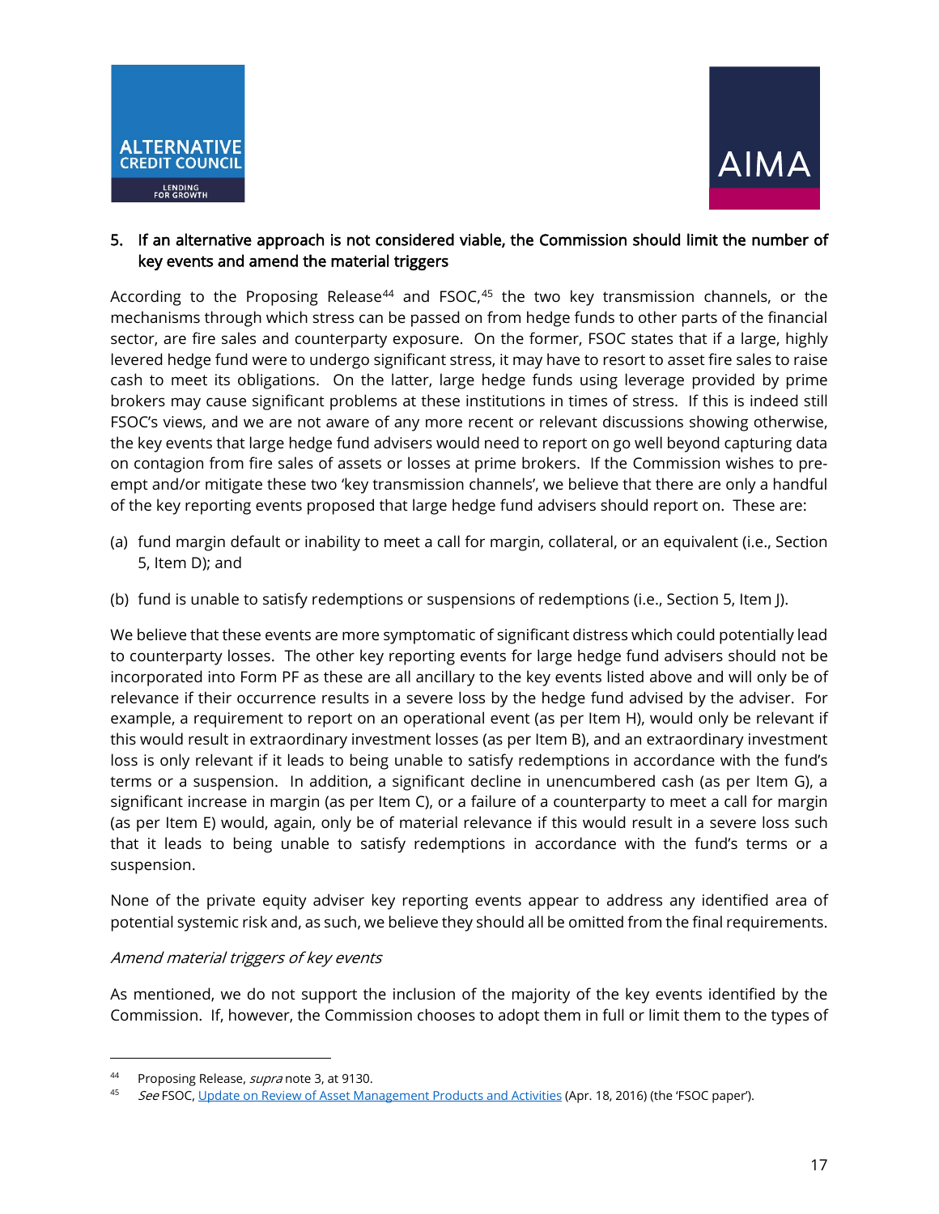### 5. If an alternative approach is not considered viable, the Commission should limit the number of key events and amend the material triggers

According to the Proposing Release[44] and FSOC,[45] the two key transmission channels, or the mechanisms through which stress can be passed on from hedge funds to other parts of the financial sector, are fire sales and counterparty exposure. On the former, FSOC states that if a large, highly levered hedge fund were to undergo significant stress, it may have to resort to asset fire sales to raise cash to meet its obligations. On the latter, large hedge funds using leverage provided by prime brokers may cause significant problems at these institutions in times of stress. If this is indeed still FSOC's views, and we are not aware of any more recent or relevant discussions showing otherwise, the key events that large hedge fund advisers would need to report on go well beyond capturing data on contagion from fire sales of assets or losses at prime brokers. If the Commission wishes to pre-empt and/or mitigate these two 'key transmission channels', we believe that there are only a handful of the key reporting events proposed that large hedge fund advisers should report on. These are:

(a) fund margin default or inability to meet a call for margin, collateral, or an equivalent (i.e., Section 5, Item D); and

(b) fund is unable to satisfy redemptions or suspensions of redemptions (i.e., Section 5, Item J).

We believe that these events are more symptomatic of significant distress which could potentially lead to counterparty losses. The other key reporting events for large hedge fund advisers should not be incorporated into Form PF as these are all ancillary to the key events listed above and will only be of relevance if their occurrence results in a severe loss by the hedge fund advised by the adviser. For example, a requirement to report on an operational event (as per Item H), would only be relevant if this would result in extraordinary investment losses (as per Item B), and an extraordinary investment loss is only relevant if it leads to being unable to satisfy redemptions in accordance with the fund's terms or a suspension. In addition, a significant decline in unencumbered cash (as per Item G), a significant increase in margin (as per Item C), or a failure of a counterparty to meet a call for margin (as per Item E) would, again, only be of material relevance if this would result in a severe loss such that it leads to being unable to satisfy redemptions in accordance with the fund's terms or a suspension.

None of the private equity adviser key reporting events appear to address any identified area of potential systemic risk and, as such, we believe they should all be omitted from the final requirements.

*Amend material triggers of key events*

As mentioned, we do not support the inclusion of the majority of the key events identified by the Commission. If, however, the Commission chooses to adopt them in full or limit them to the types of

---

[44] Proposing Release, *supra* note 3, at 9130.

[45] *See* FSOC, Update on Review of Asset Management Products and Activities (Apr. 18, 2016) (the 'FSOC paper').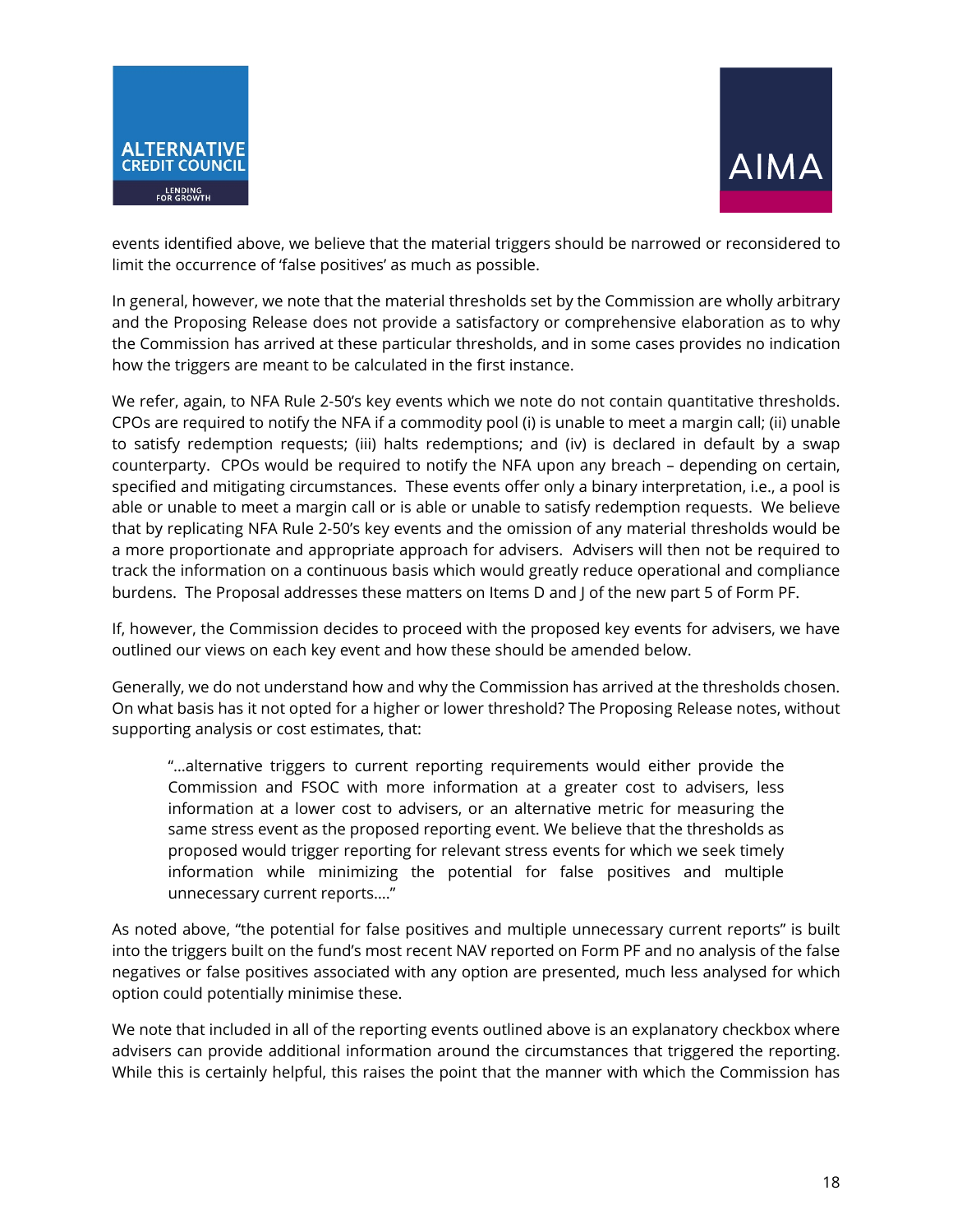events identified above, we believe that the material triggers should be narrowed or reconsidered to limit the occurrence of 'false positives' as much as possible.

In general, however, we note that the material thresholds set by the Commission are wholly arbitrary and the Proposing Release does not provide a satisfactory or comprehensive elaboration as to why the Commission has arrived at these particular thresholds, and in some cases provides no indication how the triggers are meant to be calculated in the first instance.

We refer, again, to NFA Rule 2-50's key events which we note do not contain quantitative thresholds. CPOs are required to notify the NFA if a commodity pool (i) is unable to meet a margin call; (ii) unable to satisfy redemption requests; (iii) halts redemptions; and (iv) is declared in default by a swap counterparty. CPOs would be required to notify the NFA upon any breach – depending on certain, specified and mitigating circumstances. These events offer only a binary interpretation, i.e., a pool is able or unable to meet a margin call or is able or unable to satisfy redemption requests. We believe that by replicating NFA Rule 2-50's key events and the omission of any material thresholds would be a more proportionate and appropriate approach for advisers. Advisers will then not be required to track the information on a continuous basis which would greatly reduce operational and compliance burdens. The Proposal addresses these matters on Items D and J of the new part 5 of Form PF.

If, however, the Commission decides to proceed with the proposed key events for advisers, we have outlined our views on each key event and how these should be amended below.

Generally, we do not understand how and why the Commission has arrived at the thresholds chosen. On what basis has it not opted for a higher or lower threshold? The Proposing Release notes, without supporting analysis or cost estimates, that:

> "…alternative triggers to current reporting requirements would either provide the Commission and FSOC with more information at a greater cost to advisers, less information at a lower cost to advisers, or an alternative metric for measuring the same stress event as the proposed reporting event. We believe that the thresholds as proposed would trigger reporting for relevant stress events for which we seek timely information while minimizing the potential for false positives and multiple unnecessary current reports…."

As noted above, "the potential for false positives and multiple unnecessary current reports" is built into the triggers built on the fund's most recent NAV reported on Form PF and no analysis of the false negatives or false positives associated with any option are presented, much less analysed for which option could potentially minimise these.

We note that included in all of the reporting events outlined above is an explanatory checkbox where advisers can provide additional information around the circumstances that triggered the reporting. While this is certainly helpful, this raises the point that the manner with which the Commission has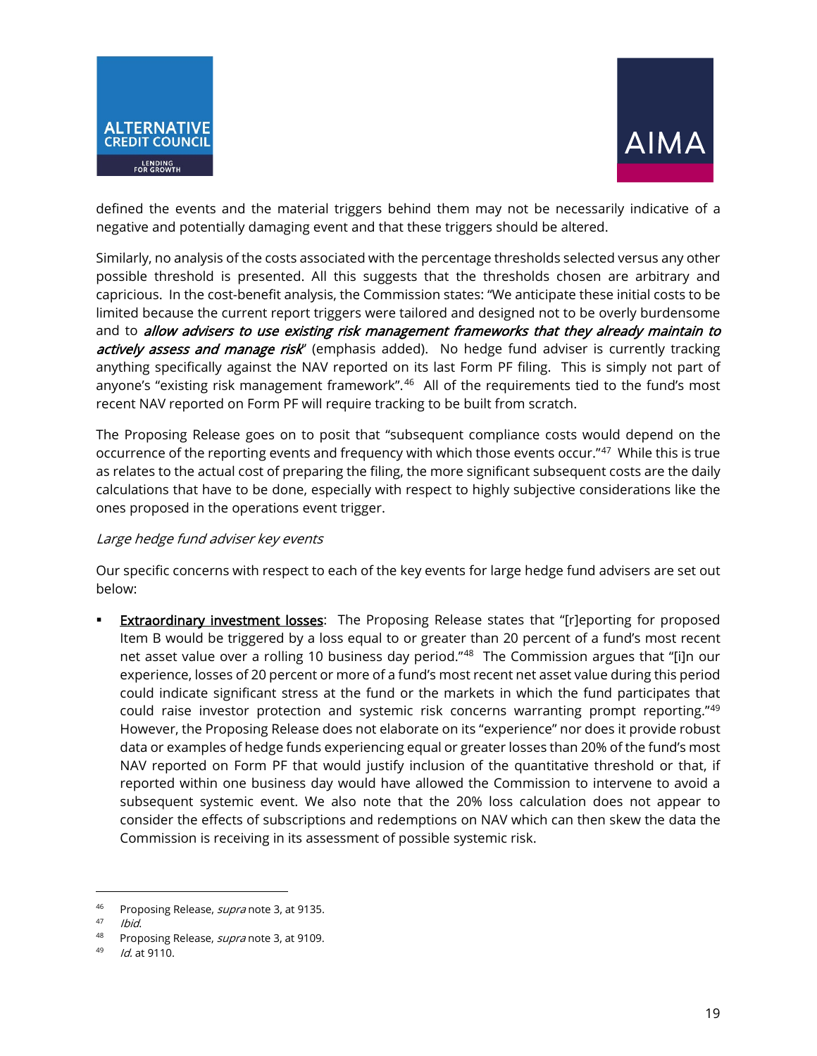defined the events and the material triggers behind them may not be necessarily indicative of a negative and potentially damaging event and that these triggers should be altered.

Similarly, no analysis of the costs associated with the percentage thresholds selected versus any other possible threshold is presented. All this suggests that the thresholds chosen are arbitrary and capricious. In the cost-benefit analysis, the Commission states: "We anticipate these initial costs to be limited because the current report triggers were tailored and designed not to be overly burdensome and to ***allow advisers to use existing risk management frameworks that they already maintain to actively assess and manage risk***" (emphasis added). No hedge fund adviser is currently tracking anything specifically against the NAV reported on its last Form PF filing. This is simply not part of anyone's "existing risk management framework".[46] All of the requirements tied to the fund's most recent NAV reported on Form PF will require tracking to be built from scratch.

The Proposing Release goes on to posit that "subsequent compliance costs would depend on the occurrence of the reporting events and frequency with which those events occur."[47] While this is true as relates to the actual cost of preparing the filing, the more significant subsequent costs are the daily calculations that have to be done, especially with respect to highly subjective considerations like the ones proposed in the operations event trigger.

*Large hedge fund adviser key events*

Our specific concerns with respect to each of the key events for large hedge fund advisers are set out below:

- <u>Extraordinary investment losses</u>: The Proposing Release states that "[r]eporting for proposed Item B would be triggered by a loss equal to or greater than 20 percent of a fund's most recent net asset value over a rolling 10 business day period."[48] The Commission argues that "[i]n our experience, losses of 20 percent or more of a fund's most recent net asset value during this period could indicate significant stress at the fund or the markets in which the fund participates that could raise investor protection and systemic risk concerns warranting prompt reporting."[49] However, the Proposing Release does not elaborate on its "experience" nor does it provide robust data or examples of hedge funds experiencing equal or greater losses than 20% of the fund's most NAV reported on Form PF that would justify inclusion of the quantitative threshold or that, if reported within one business day would have allowed the Commission to intervene to avoid a subsequent systemic event. We also note that the 20% loss calculation does not appear to consider the effects of subscriptions and redemptions on NAV which can then skew the data the Commission is receiving in its assessment of possible systemic risk.

---

[46] Proposing Release, *supra* note 3, at 9135.

[47] *Ibid.*

[48] Proposing Release, *supra* note 3, at 9109.

[49] *Id.* at 9110.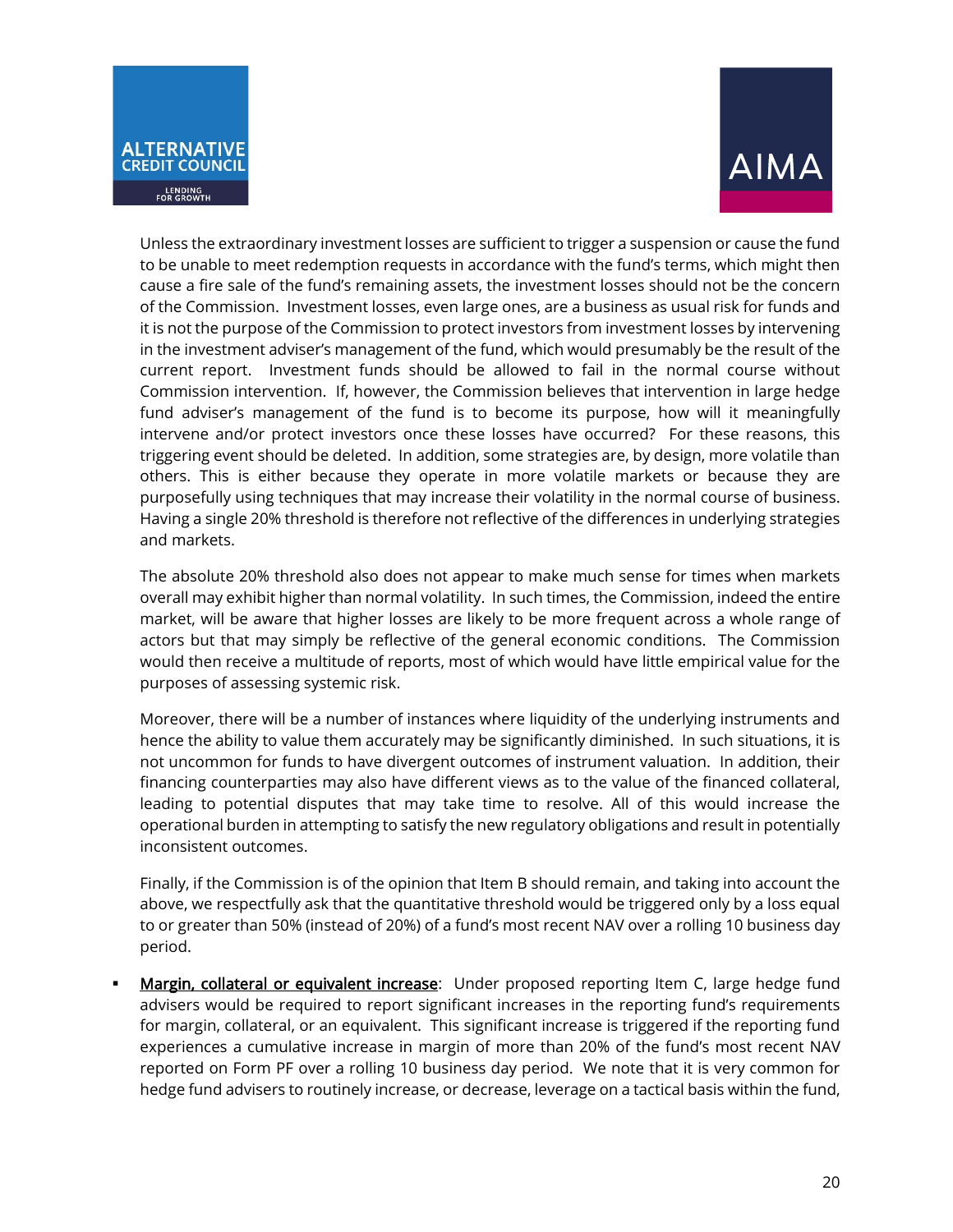Unless the extraordinary investment losses are sufficient to trigger a suspension or cause the fund to be unable to meet redemption requests in accordance with the fund's terms, which might then cause a fire sale of the fund's remaining assets, the investment losses should not be the concern of the Commission. Investment losses, even large ones, are a business as usual risk for funds and it is not the purpose of the Commission to protect investors from investment losses by intervening in the investment adviser's management of the fund, which would presumably be the result of the current report. Investment funds should be allowed to fail in the normal course without Commission intervention. If, however, the Commission believes that intervention in large hedge fund adviser's management of the fund is to become its purpose, how will it meaningfully intervene and/or protect investors once these losses have occurred? For these reasons, this triggering event should be deleted. In addition, some strategies are, by design, more volatile than others. This is either because they operate in more volatile markets or because they are purposefully using techniques that may increase their volatility in the normal course of business. Having a single 20% threshold is therefore not reflective of the differences in underlying strategies and markets.

The absolute 20% threshold also does not appear to make much sense for times when markets overall may exhibit higher than normal volatility. In such times, the Commission, indeed the entire market, will be aware that higher losses are likely to be more frequent across a whole range of actors but that may simply be reflective of the general economic conditions. The Commission would then receive a multitude of reports, most of which would have little empirical value for the purposes of assessing systemic risk.

Moreover, there will be a number of instances where liquidity of the underlying instruments and hence the ability to value them accurately may be significantly diminished. In such situations, it is not uncommon for funds to have divergent outcomes of instrument valuation. In addition, their financing counterparties may also have different views as to the value of the financed collateral, leading to potential disputes that may take time to resolve. All of this would increase the operational burden in attempting to satisfy the new regulatory obligations and result in potentially inconsistent outcomes.

Finally, if the Commission is of the opinion that Item B should remain, and taking into account the above, we respectfully ask that the quantitative threshold would be triggered only by a loss equal to or greater than 50% (instead of 20%) of a fund's most recent NAV over a rolling 10 business day period.

- Margin, collateral or equivalent increase: Under proposed reporting Item C, large hedge fund advisers would be required to report significant increases in the reporting fund's requirements for margin, collateral, or an equivalent. This significant increase is triggered if the reporting fund experiences a cumulative increase in margin of more than 20% of the fund's most recent NAV reported on Form PF over a rolling 10 business day period. We note that it is very common for hedge fund advisers to routinely increase, or decrease, leverage on a tactical basis within the fund,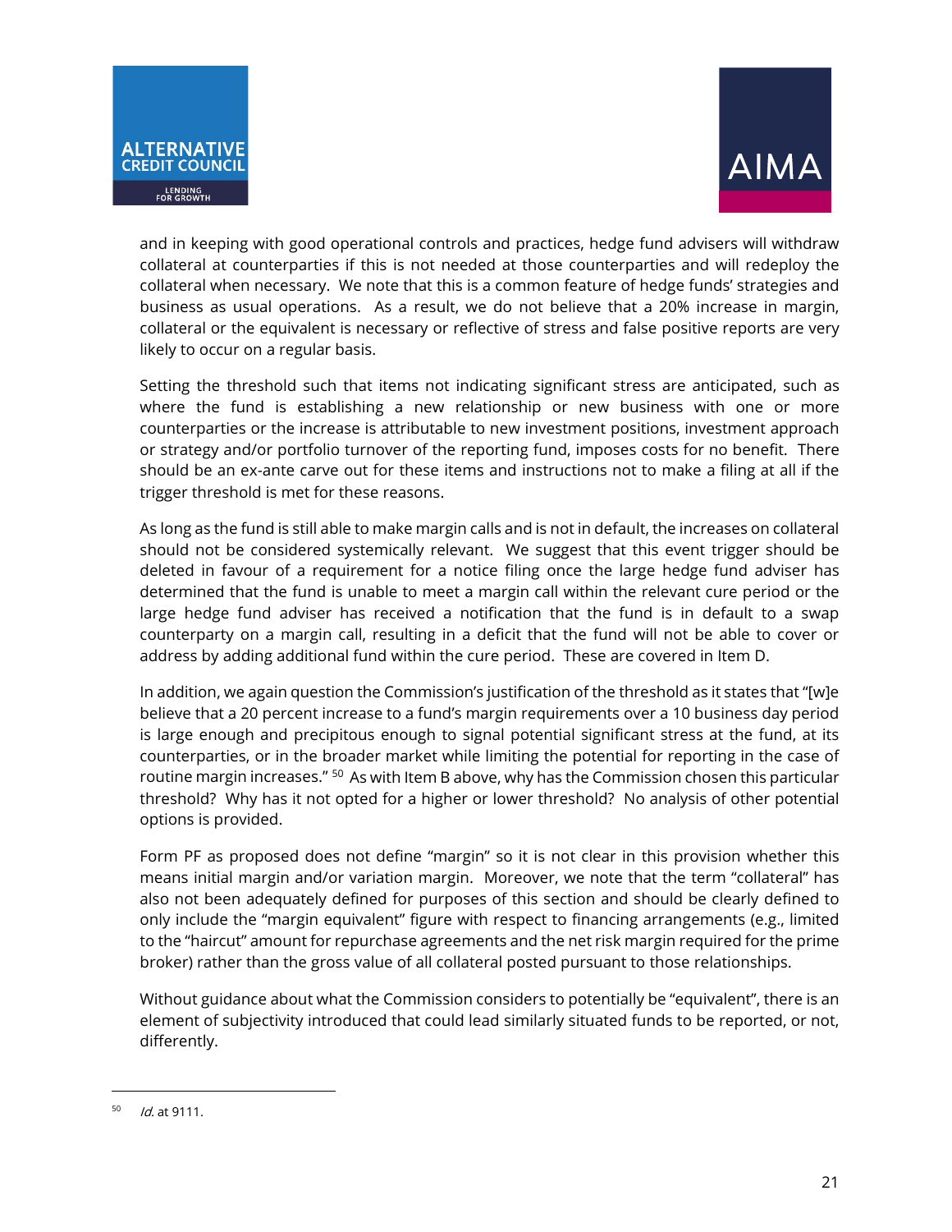and in keeping with good operational controls and practices, hedge fund advisers will withdraw collateral at counterparties if this is not needed at those counterparties and will redeploy the collateral when necessary. We note that this is a common feature of hedge funds' strategies and business as usual operations. As a result, we do not believe that a 20% increase in margin, collateral or the equivalent is necessary or reflective of stress and false positive reports are very likely to occur on a regular basis.

Setting the threshold such that items not indicating significant stress are anticipated, such as where the fund is establishing a new relationship or new business with one or more counterparties or the increase is attributable to new investment positions, investment approach or strategy and/or portfolio turnover of the reporting fund, imposes costs for no benefit. There should be an ex-ante carve out for these items and instructions not to make a filing at all if the trigger threshold is met for these reasons.

As long as the fund is still able to make margin calls and is not in default, the increases on collateral should not be considered systemically relevant. We suggest that this event trigger should be deleted in favour of a requirement for a notice filing once the large hedge fund adviser has determined that the fund is unable to meet a margin call within the relevant cure period or the large hedge fund adviser has received a notification that the fund is in default to a swap counterparty on a margin call, resulting in a deficit that the fund will not be able to cover or address by adding additional fund within the cure period. These are covered in Item D.

In addition, we again question the Commission's justification of the threshold as it states that "[w]e believe that a 20 percent increase to a fund's margin requirements over a 10 business day period is large enough and precipitous enough to signal potential significant stress at the fund, at its counterparties, or in the broader market while limiting the potential for reporting in the case of routine margin increases." [50] As with Item B above, why has the Commission chosen this particular threshold? Why has it not opted for a higher or lower threshold? No analysis of other potential options is provided.

Form PF as proposed does not define "margin" so it is not clear in this provision whether this means initial margin and/or variation margin. Moreover, we note that the term "collateral" has also not been adequately defined for purposes of this section and should be clearly defined to only include the "margin equivalent" figure with respect to financing arrangements (e.g., limited to the "haircut" amount for repurchase agreements and the net risk margin required for the prime broker) rather than the gross value of all collateral posted pursuant to those relationships.

Without guidance about what the Commission considers to potentially be "equivalent", there is an element of subjectivity introduced that could lead similarly situated funds to be reported, or not, differently.

---

[50] *Id.* at 9111.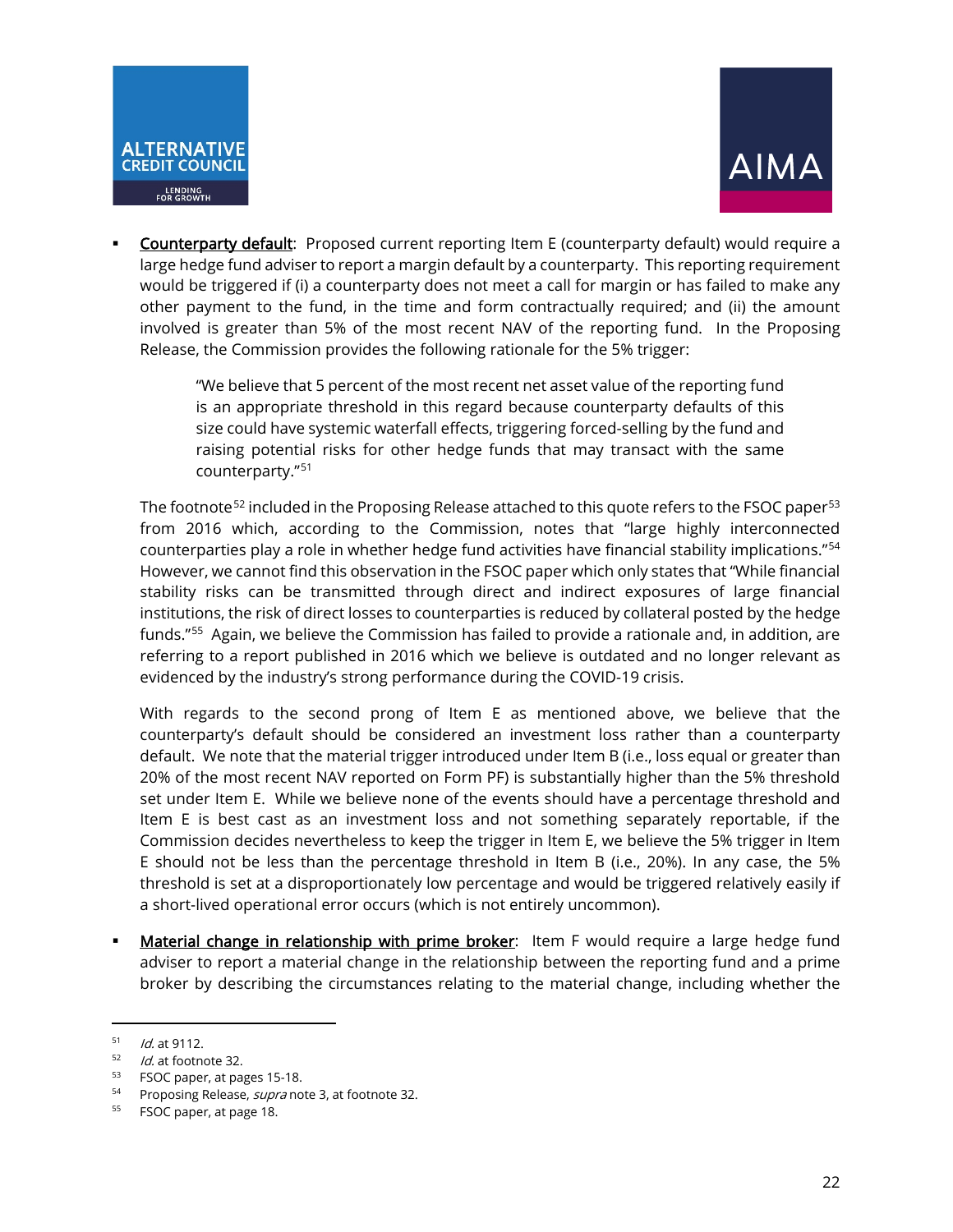- Counterparty default: Proposed current reporting Item E (counterparty default) would require a large hedge fund adviser to report a margin default by a counterparty. This reporting requirement would be triggered if (i) a counterparty does not meet a call for margin or has failed to make any other payment to the fund, in the time and form contractually required; and (ii) the amount involved is greater than 5% of the most recent NAV of the reporting fund. In the Proposing Release, the Commission provides the following rationale for the 5% trigger:

  > "We believe that 5 percent of the most recent net asset value of the reporting fund is an appropriate threshold in this regard because counterparty defaults of this size could have systemic waterfall effects, triggering forced-selling by the fund and raising potential risks for other hedge funds that may transact with the same counterparty."[51]

  The footnote[52] included in the Proposing Release attached to this quote refers to the FSOC paper[53] from 2016 which, according to the Commission, notes that "large highly interconnected counterparties play a role in whether hedge fund activities have financial stability implications."[54] However, we cannot find this observation in the FSOC paper which only states that "While financial stability risks can be transmitted through direct and indirect exposures of large financial institutions, the risk of direct losses to counterparties is reduced by collateral posted by the hedge funds."[55] Again, we believe the Commission has failed to provide a rationale and, in addition, are referring to a report published in 2016 which we believe is outdated and no longer relevant as evidenced by the industry's strong performance during the COVID-19 crisis.

  With regards to the second prong of Item E as mentioned above, we believe that the counterparty's default should be considered an investment loss rather than a counterparty default. We note that the material trigger introduced under Item B (i.e., loss equal or greater than 20% of the most recent NAV reported on Form PF) is substantially higher than the 5% threshold set under Item E. While we believe none of the events should have a percentage threshold and Item E is best cast as an investment loss and not something separately reportable, if the Commission decides nevertheless to keep the trigger in Item E, we believe the 5% trigger in Item E should not be less than the percentage threshold in Item B (i.e., 20%). In any case, the 5% threshold is set at a disproportionately low percentage and would be triggered relatively easily if a short-lived operational error occurs (which is not entirely uncommon).

- Material change in relationship with prime broker: Item F would require a large hedge fund adviser to report a material change in the relationship between the reporting fund and a prime broker by describing the circumstances relating to the material change, including whether the

---

[51] *Id.* at 9112.

[52] *Id.* at footnote 32.

[53] FSOC paper, at pages 15-18.

[54] Proposing Release, *supra* note 3, at footnote 32.

[55] FSOC paper, at page 18.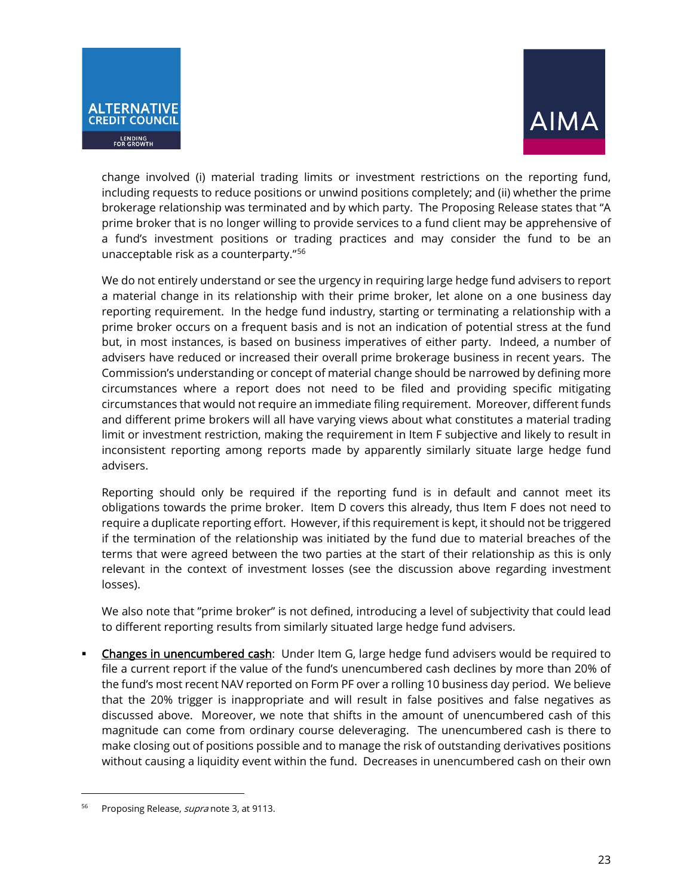change involved (i) material trading limits or investment restrictions on the reporting fund, including requests to reduce positions or unwind positions completely; and (ii) whether the prime brokerage relationship was terminated and by which party. The Proposing Release states that "A prime broker that is no longer willing to provide services to a fund client may be apprehensive of a fund's investment positions or trading practices and may consider the fund to be an unacceptable risk as a counterparty."[56]

We do not entirely understand or see the urgency in requiring large hedge fund advisers to report a material change in its relationship with their prime broker, let alone on a one business day reporting requirement. In the hedge fund industry, starting or terminating a relationship with a prime broker occurs on a frequent basis and is not an indication of potential stress at the fund but, in most instances, is based on business imperatives of either party. Indeed, a number of advisers have reduced or increased their overall prime brokerage business in recent years. The Commission's understanding or concept of material change should be narrowed by defining more circumstances where a report does not need to be filed and providing specific mitigating circumstances that would not require an immediate filing requirement. Moreover, different funds and different prime brokers will all have varying views about what constitutes a material trading limit or investment restriction, making the requirement in Item F subjective and likely to result in inconsistent reporting among reports made by apparently similarly situate large hedge fund advisers.

Reporting should only be required if the reporting fund is in default and cannot meet its obligations towards the prime broker. Item D covers this already, thus Item F does not need to require a duplicate reporting effort. However, if this requirement is kept, it should not be triggered if the termination of the relationship was initiated by the fund due to material breaches of the terms that were agreed between the two parties at the start of their relationship as this is only relevant in the context of investment losses (see the discussion above regarding investment losses).

We also note that "prime broker" is not defined, introducing a level of subjectivity that could lead to different reporting results from similarly situated large hedge fund advisers.

- Changes in unencumbered cash: Under Item G, large hedge fund advisers would be required to file a current report if the value of the fund's unencumbered cash declines by more than 20% of the fund's most recent NAV reported on Form PF over a rolling 10 business day period. We believe that the 20% trigger is inappropriate and will result in false positives and false negatives as discussed above. Moreover, we note that shifts in the amount of unencumbered cash of this magnitude can come from ordinary course deleveraging. The unencumbered cash is there to make closing out of positions possible and to manage the risk of outstanding derivatives positions without causing a liquidity event within the fund. Decreases in unencumbered cash on their own

---

[56] Proposing Release, *supra* note 3, at 9113.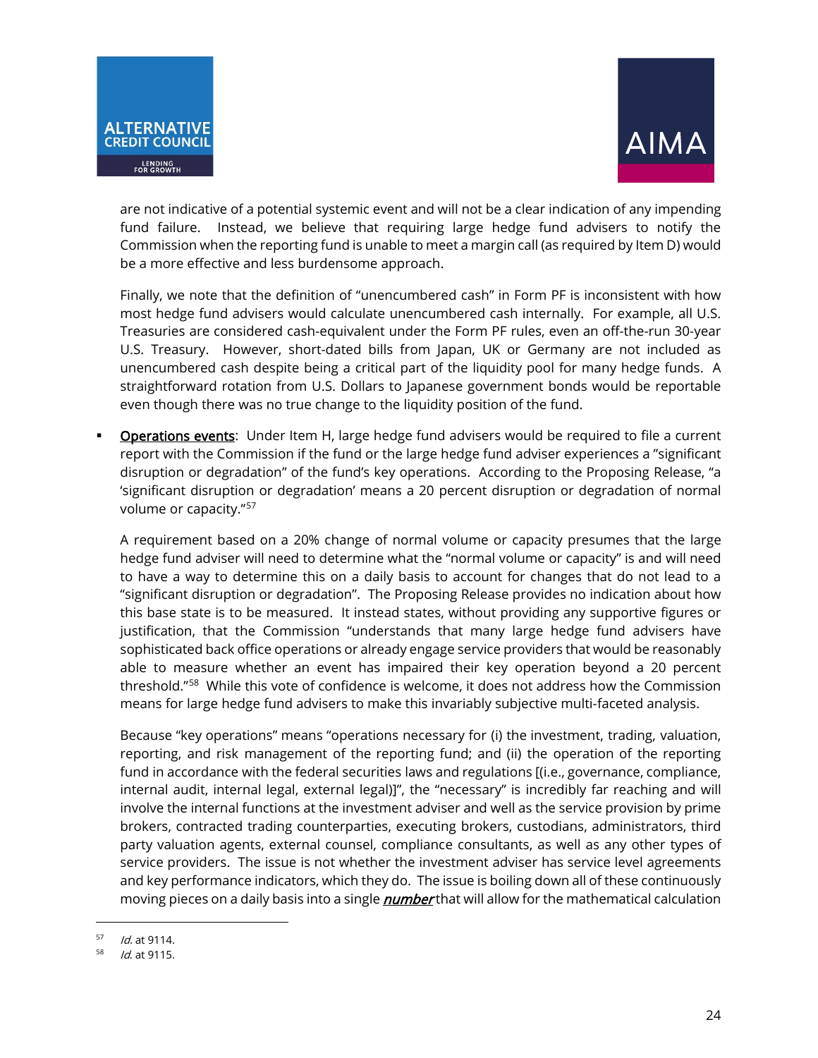are not indicative of a potential systemic event and will not be a clear indication of any impending fund failure. Instead, we believe that requiring large hedge fund advisers to notify the Commission when the reporting fund is unable to meet a margin call (as required by Item D) would be a more effective and less burdensome approach.

Finally, we note that the definition of "unencumbered cash" in Form PF is inconsistent with how most hedge fund advisers would calculate unencumbered cash internally. For example, all U.S. Treasuries are considered cash-equivalent under the Form PF rules, even an off-the-run 30-year U.S. Treasury. However, short-dated bills from Japan, UK or Germany are not included as unencumbered cash despite being a critical part of the liquidity pool for many hedge funds. A straightforward rotation from U.S. Dollars to Japanese government bonds would be reportable even though there was no true change to the liquidity position of the fund.

- <u>Operations events</u>: Under Item H, large hedge fund advisers would be required to file a current report with the Commission if the fund or the large hedge fund adviser experiences a "significant disruption or degradation" of the fund's key operations. According to the Proposing Release, "a 'significant disruption or degradation' means a 20 percent disruption or degradation of normal volume or capacity."[57]

  A requirement based on a 20% change of normal volume or capacity presumes that the large hedge fund adviser will need to determine what the "normal volume or capacity" is and will need to have a way to determine this on a daily basis to account for changes that do not lead to a "significant disruption or degradation". The Proposing Release provides no indication about how this base state is to be measured. It instead states, without providing any supportive figures or justification, that the Commission "understands that many large hedge fund advisers have sophisticated back office operations or already engage service providers that would be reasonably able to measure whether an event has impaired their key operation beyond a 20 percent threshold."[58] While this vote of confidence is welcome, it does not address how the Commission means for large hedge fund advisers to make this invariably subjective multi-faceted analysis.

  Because "key operations" means "operations necessary for (i) the investment, trading, valuation, reporting, and risk management of the reporting fund; and (ii) the operation of the reporting fund in accordance with the federal securities laws and regulations [(i.e., governance, compliance, internal audit, internal legal, external legal)]", the "necessary" is incredibly far reaching and will involve the internal functions at the investment adviser and well as the service provision by prime brokers, contracted trading counterparties, executing brokers, custodians, administrators, third party valuation agents, external counsel, compliance consultants, as well as any other types of service providers. The issue is not whether the investment adviser has service level agreements and key performance indicators, which they do. The issue is boiling down all of these continuously moving pieces on a daily basis into a single ***<u>number</u>*** that will allow for the mathematical calculation

---

[57] *Id.* at 9114.

[58] *Id.* at 9115.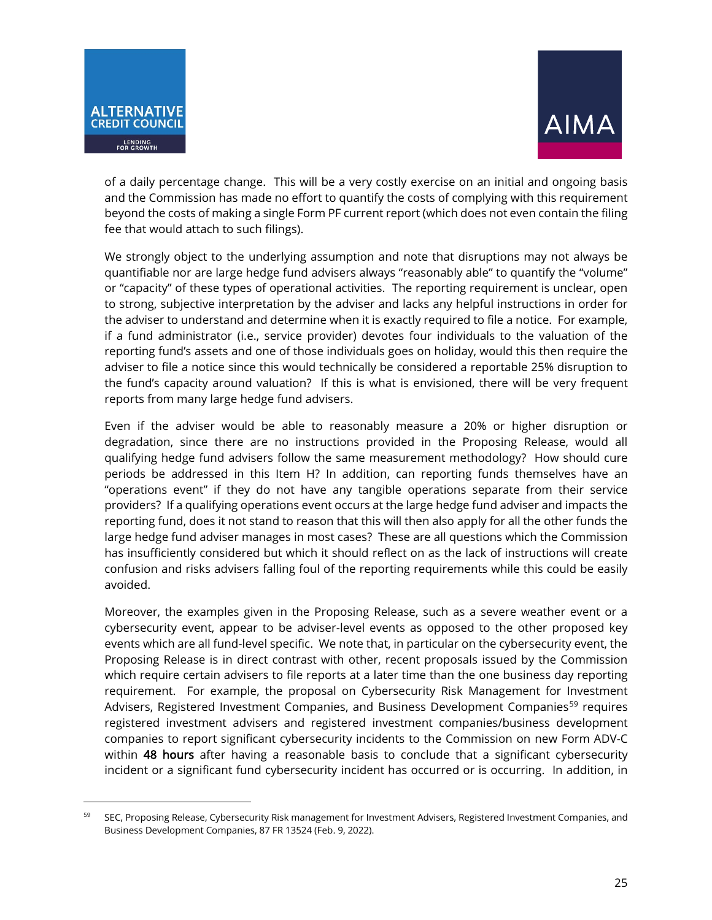of a daily percentage change. This will be a very costly exercise on an initial and ongoing basis and the Commission has made no effort to quantify the costs of complying with this requirement beyond the costs of making a single Form PF current report (which does not even contain the filing fee that would attach to such filings).

We strongly object to the underlying assumption and note that disruptions may not always be quantifiable nor are large hedge fund advisers always "reasonably able" to quantify the "volume" or "capacity" of these types of operational activities. The reporting requirement is unclear, open to strong, subjective interpretation by the adviser and lacks any helpful instructions in order for the adviser to understand and determine when it is exactly required to file a notice. For example, if a fund administrator (i.e., service provider) devotes four individuals to the valuation of the reporting fund's assets and one of those individuals goes on holiday, would this then require the adviser to file a notice since this would technically be considered a reportable 25% disruption to the fund's capacity around valuation? If this is what is envisioned, there will be very frequent reports from many large hedge fund advisers.

Even if the adviser would be able to reasonably measure a 20% or higher disruption or degradation, since there are no instructions provided in the Proposing Release, would all qualifying hedge fund advisers follow the same measurement methodology? How should cure periods be addressed in this Item H? In addition, can reporting funds themselves have an "operations event" if they do not have any tangible operations separate from their service providers? If a qualifying operations event occurs at the large hedge fund adviser and impacts the reporting fund, does it not stand to reason that this will then also apply for all the other funds the large hedge fund adviser manages in most cases? These are all questions which the Commission has insufficiently considered but which it should reflect on as the lack of instructions will create confusion and risks advisers falling foul of the reporting requirements while this could be easily avoided.

Moreover, the examples given in the Proposing Release, such as a severe weather event or a cybersecurity event, appear to be adviser-level events as opposed to the other proposed key events which are all fund-level specific. We note that, in particular on the cybersecurity event, the Proposing Release is in direct contrast with other, recent proposals issued by the Commission which require certain advisers to file reports at a later time than the one business day reporting requirement. For example, the proposal on Cybersecurity Risk Management for Investment Advisers, Registered Investment Companies, and Business Development Companies[59] requires registered investment advisers and registered investment companies/business development companies to report significant cybersecurity incidents to the Commission on new Form ADV-C within **48 hours** after having a reasonable basis to conclude that a significant cybersecurity incident or a significant fund cybersecurity incident has occurred or is occurring. In addition, in

[59] SEC, Proposing Release, Cybersecurity Risk management for Investment Advisers, Registered Investment Companies, and Business Development Companies, 87 FR 13524 (Feb. 9, 2022).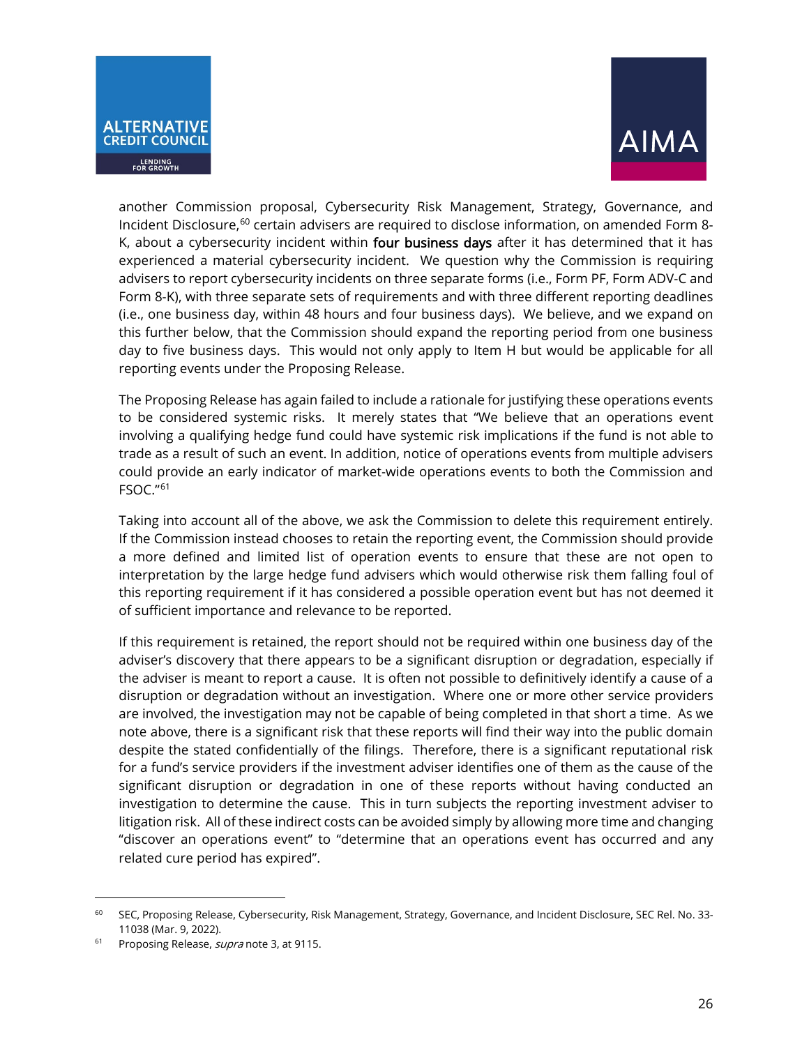another Commission proposal, Cybersecurity Risk Management, Strategy, Governance, and Incident Disclosure,[60] certain advisers are required to disclose information, on amended Form 8-K, about a cybersecurity incident within **four business days** after it has determined that it has experienced a material cybersecurity incident. We question why the Commission is requiring advisers to report cybersecurity incidents on three separate forms (i.e., Form PF, Form ADV-C and Form 8-K), with three separate sets of requirements and with three different reporting deadlines (i.e., one business day, within 48 hours and four business days). We believe, and we expand on this further below, that the Commission should expand the reporting period from one business day to five business days. This would not only apply to Item H but would be applicable for all reporting events under the Proposing Release.

The Proposing Release has again failed to include a rationale for justifying these operations events to be considered systemic risks. It merely states that "We believe that an operations event involving a qualifying hedge fund could have systemic risk implications if the fund is not able to trade as a result of such an event. In addition, notice of operations events from multiple advisers could provide an early indicator of market-wide operations events to both the Commission and FSOC."[61]

Taking into account all of the above, we ask the Commission to delete this requirement entirely. If the Commission instead chooses to retain the reporting event, the Commission should provide a more defined and limited list of operation events to ensure that these are not open to interpretation by the large hedge fund advisers which would otherwise risk them falling foul of this reporting requirement if it has considered a possible operation event but has not deemed it of sufficient importance and relevance to be reported.

If this requirement is retained, the report should not be required within one business day of the adviser's discovery that there appears to be a significant disruption or degradation, especially if the adviser is meant to report a cause. It is often not possible to definitively identify a cause of a disruption or degradation without an investigation. Where one or more other service providers are involved, the investigation may not be capable of being completed in that short a time. As we note above, there is a significant risk that these reports will find their way into the public domain despite the stated confidentially of the filings. Therefore, there is a significant reputational risk for a fund's service providers if the investment adviser identifies one of them as the cause of the significant disruption or degradation in one of these reports without having conducted an investigation to determine the cause. This in turn subjects the reporting investment adviser to litigation risk. All of these indirect costs can be avoided simply by allowing more time and changing "discover an operations event" to "determine that an operations event has occurred and any related cure period has expired".

---

[60] SEC, Proposing Release, Cybersecurity, Risk Management, Strategy, Governance, and Incident Disclosure, SEC Rel. No. 33-11038 (Mar. 9, 2022).

[61] Proposing Release, *supra* note 3, at 9115.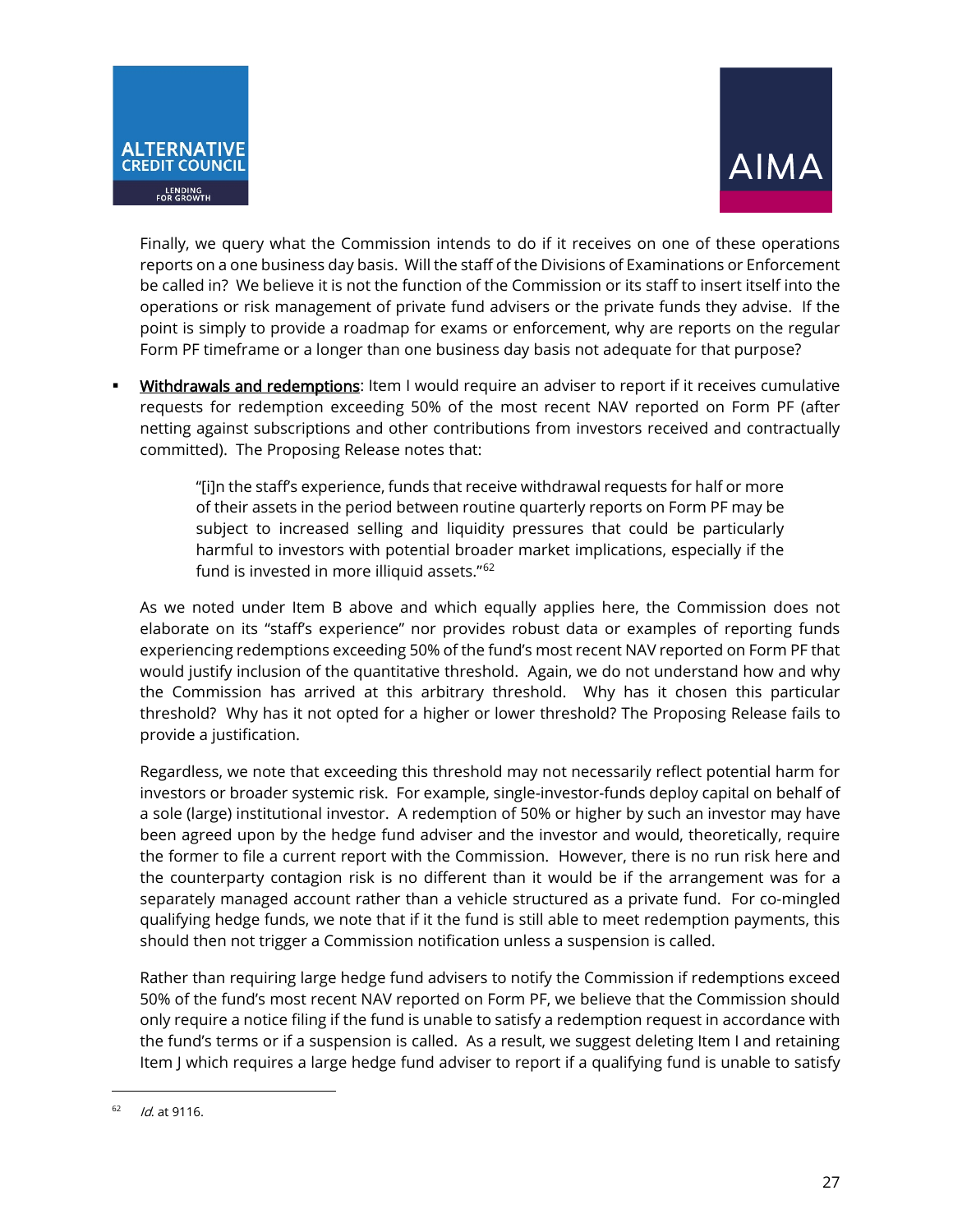Finally, we query what the Commission intends to do if it receives on one of these operations reports on a one business day basis. Will the staff of the Divisions of Examinations or Enforcement be called in? We believe it is not the function of the Commission or its staff to insert itself into the operations or risk management of private fund advisers or the private funds they advise. If the point is simply to provide a roadmap for exams or enforcement, why are reports on the regular Form PF timeframe or a longer than one business day basis not adequate for that purpose?

- Withdrawals and redemptions: Item I would require an adviser to report if it receives cumulative requests for redemption exceeding 50% of the most recent NAV reported on Form PF (after netting against subscriptions and other contributions from investors received and contractually committed). The Proposing Release notes that:

  > "[i]n the staff's experience, funds that receive withdrawal requests for half or more of their assets in the period between routine quarterly reports on Form PF may be subject to increased selling and liquidity pressures that could be particularly harmful to investors with potential broader market implications, especially if the fund is invested in more illiquid assets."[62]

  As we noted under Item B above and which equally applies here, the Commission does not elaborate on its "staff's experience" nor provides robust data or examples of reporting funds experiencing redemptions exceeding 50% of the fund's most recent NAV reported on Form PF that would justify inclusion of the quantitative threshold. Again, we do not understand how and why the Commission has arrived at this arbitrary threshold. Why has it chosen this particular threshold? Why has it not opted for a higher or lower threshold? The Proposing Release fails to provide a justification.

  Regardless, we note that exceeding this threshold may not necessarily reflect potential harm for investors or broader systemic risk. For example, single-investor-funds deploy capital on behalf of a sole (large) institutional investor. A redemption of 50% or higher by such an investor may have been agreed upon by the hedge fund adviser and the investor and would, theoretically, require the former to file a current report with the Commission. However, there is no run risk here and the counterparty contagion risk is no different than it would be if the arrangement was for a separately managed account rather than a vehicle structured as a private fund. For co-mingled qualifying hedge funds, we note that if it the fund is still able to meet redemption payments, this should then not trigger a Commission notification unless a suspension is called.

  Rather than requiring large hedge fund advisers to notify the Commission if redemptions exceed 50% of the fund's most recent NAV reported on Form PF, we believe that the Commission should only require a notice filing if the fund is unable to satisfy a redemption request in accordance with the fund's terms or if a suspension is called. As a result, we suggest deleting Item I and retaining Item J which requires a large hedge fund adviser to report if a qualifying fund is unable to satisfy

---

[62] *Id.* at 9116.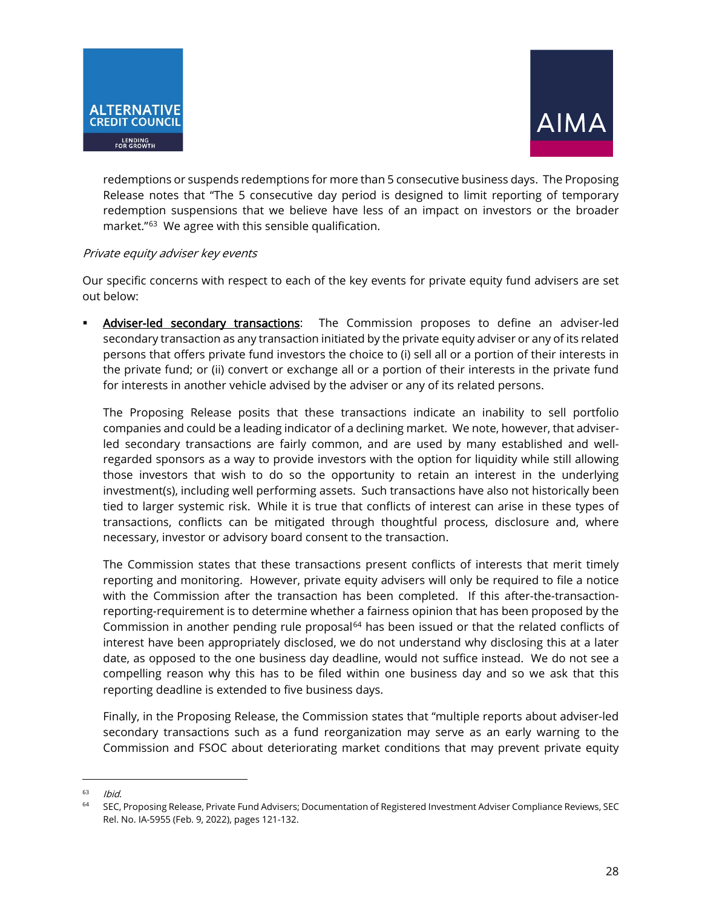redemptions or suspends redemptions for more than 5 consecutive business days. The Proposing Release notes that "The 5 consecutive day period is designed to limit reporting of temporary redemption suspensions that we believe have less of an impact on investors or the broader market."[63] We agree with this sensible qualification.

*Private equity adviser key events*

Our specific concerns with respect to each of the key events for private equity fund advisers are set out below:

- <u>Adviser-led secondary transactions</u>: The Commission proposes to define an adviser-led secondary transaction as any transaction initiated by the private equity adviser or any of its related persons that offers private fund investors the choice to (i) sell all or a portion of their interests in the private fund; or (ii) convert or exchange all or a portion of their interests in the private fund for interests in another vehicle advised by the adviser or any of its related persons.

  The Proposing Release posits that these transactions indicate an inability to sell portfolio companies and could be a leading indicator of a declining market. We note, however, that adviser-led secondary transactions are fairly common, and are used by many established and well-regarded sponsors as a way to provide investors with the option for liquidity while still allowing those investors that wish to do so the opportunity to retain an interest in the underlying investment(s), including well performing assets. Such transactions have also not historically been tied to larger systemic risk. While it is true that conflicts of interest can arise in these types of transactions, conflicts can be mitigated through thoughtful process, disclosure and, where necessary, investor or advisory board consent to the transaction.

  The Commission states that these transactions present conflicts of interests that merit timely reporting and monitoring. However, private equity advisers will only be required to file a notice with the Commission after the transaction has been completed. If this after-the-transaction-reporting-requirement is to determine whether a fairness opinion that has been proposed by the Commission in another pending rule proposal[64] has been issued or that the related conflicts of interest have been appropriately disclosed, we do not understand why disclosing this at a later date, as opposed to the one business day deadline, would not suffice instead. We do not see a compelling reason why this has to be filed within one business day and so we ask that this reporting deadline is extended to five business days.

  Finally, in the Proposing Release, the Commission states that "multiple reports about adviser-led secondary transactions such as a fund reorganization may serve as an early warning to the Commission and FSOC about deteriorating market conditions that may prevent private equity

---

[63] *Ibid.*

[64] SEC, Proposing Release, Private Fund Advisers; Documentation of Registered Investment Adviser Compliance Reviews, SEC Rel. No. IA-5955 (Feb. 9, 2022), pages 121-132.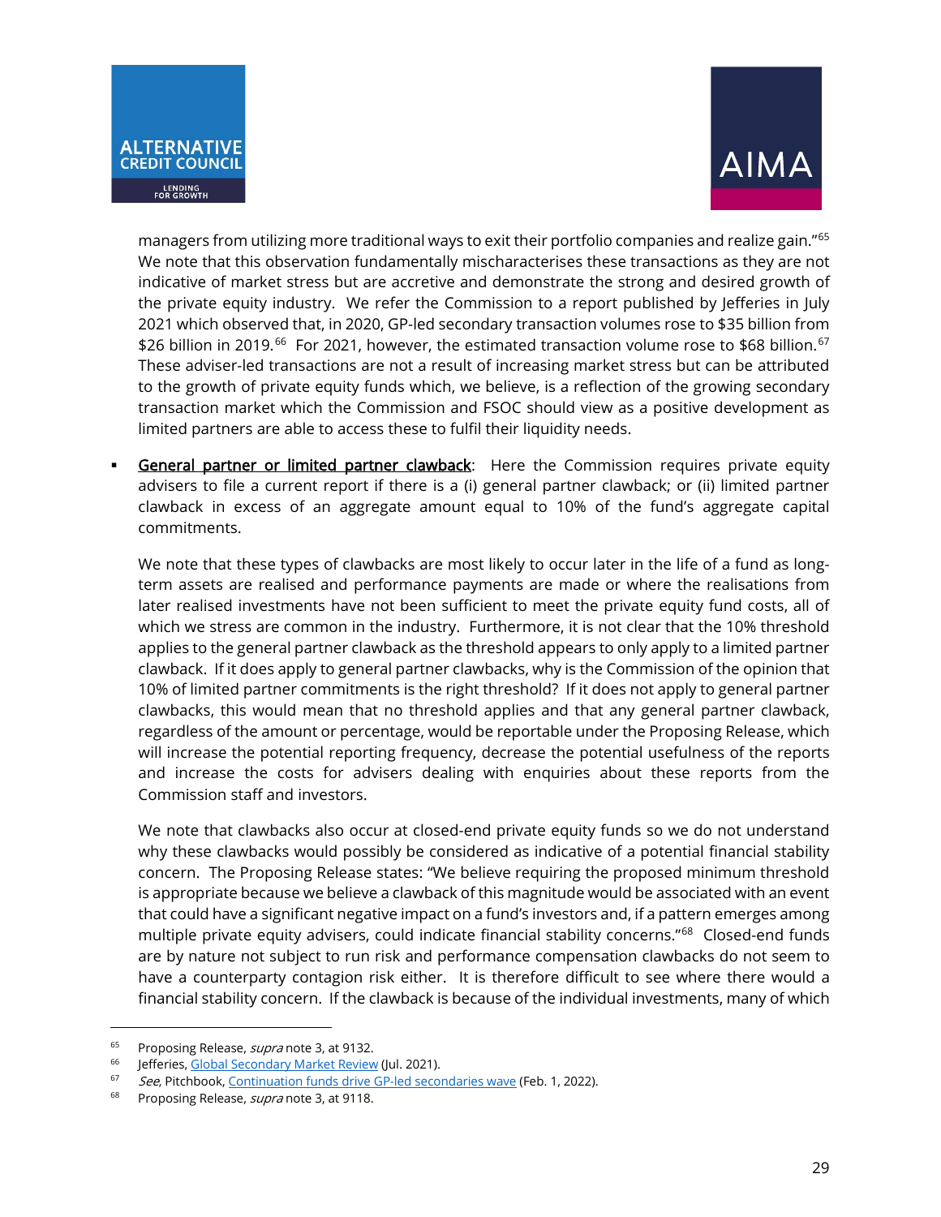managers from utilizing more traditional ways to exit their portfolio companies and realize gain."[65] We note that this observation fundamentally mischaracterises these transactions as they are not indicative of market stress but are accretive and demonstrate the strong and desired growth of the private equity industry. We refer the Commission to a report published by Jefferies in July 2021 which observed that, in 2020, GP-led secondary transaction volumes rose to $35 billion from $26 billion in 2019.[66] For 2021, however, the estimated transaction volume rose to $68 billion.[67] These adviser-led transactions are not a result of increasing market stress but can be attributed to the growth of private equity funds which, we believe, is a reflection of the growing secondary transaction market which the Commission and FSOC should view as a positive development as limited partners are able to access these to fulfil their liquidity needs.

- <u>General partner or limited partner clawback</u>: Here the Commission requires private equity advisers to file a current report if there is a (i) general partner clawback; or (ii) limited partner clawback in excess of an aggregate amount equal to 10% of the fund's aggregate capital commitments.

  We note that these types of clawbacks are most likely to occur later in the life of a fund as long-term assets are realised and performance payments are made or where the realisations from later realised investments have not been sufficient to meet the private equity fund costs, all of which we stress are common in the industry. Furthermore, it is not clear that the 10% threshold applies to the general partner clawback as the threshold appears to only apply to a limited partner clawback. If it does apply to general partner clawbacks, why is the Commission of the opinion that 10% of limited partner commitments is the right threshold? If it does not apply to general partner clawbacks, this would mean that no threshold applies and that any general partner clawback, regardless of the amount or percentage, would be reportable under the Proposing Release, which will increase the potential reporting frequency, decrease the potential usefulness of the reports and increase the costs for advisers dealing with enquiries about these reports from the Commission staff and investors.

  We note that clawbacks also occur at closed-end private equity funds so we do not understand why these clawbacks would possibly be considered as indicative of a potential financial stability concern. The Proposing Release states: "We believe requiring the proposed minimum threshold is appropriate because we believe a clawback of this magnitude would be associated with an event that could have a significant negative impact on a fund's investors and, if a pattern emerges among multiple private equity advisers, could indicate financial stability concerns."[68] Closed-end funds are by nature not subject to run risk and performance compensation clawbacks do not seem to have a counterparty contagion risk either. It is therefore difficult to see where there would a financial stability concern. If the clawback is because of the individual investments, many of which

---

[65] Proposing Release, *supra* note 3, at 9132.

[66] Jefferies, Global Secondary Market Review (Jul. 2021).

[67] *See*, Pitchbook, Continuation funds drive GP-led secondaries wave (Feb. 1, 2022).

[68] Proposing Release, *supra* note 3, at 9118.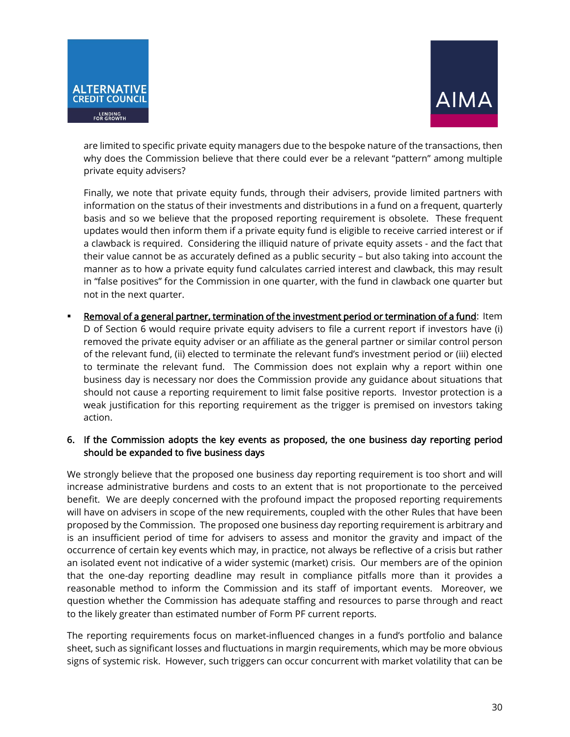are limited to specific private equity managers due to the bespoke nature of the transactions, then why does the Commission believe that there could ever be a relevant "pattern" among multiple private equity advisers?

Finally, we note that private equity funds, through their advisers, provide limited partners with information on the status of their investments and distributions in a fund on a frequent, quarterly basis and so we believe that the proposed reporting requirement is obsolete. These frequent updates would then inform them if a private equity fund is eligible to receive carried interest or if a clawback is required. Considering the illiquid nature of private equity assets - and the fact that their value cannot be as accurately defined as a public security – but also taking into account the manner as to how a private equity fund calculates carried interest and clawback, this may result in "false positives" for the Commission in one quarter, with the fund in clawback one quarter but not in the next quarter.

- <u>Removal of a general partner, termination of the investment period or termination of a fund</u>: Item D of Section 6 would require private equity advisers to file a current report if investors have (i) removed the private equity adviser or an affiliate as the general partner or similar control person of the relevant fund, (ii) elected to terminate the relevant fund's investment period or (iii) elected to terminate the relevant fund. The Commission does not explain why a report within one business day is necessary nor does the Commission provide any guidance about situations that should not cause a reporting requirement to limit false positive reports. Investor protection is a weak justification for this reporting requirement as the trigger is premised on investors taking action.

### 6. If the Commission adopts the key events as proposed, the one business day reporting period should be expanded to five business days

We strongly believe that the proposed one business day reporting requirement is too short and will increase administrative burdens and costs to an extent that is not proportionate to the perceived benefit. We are deeply concerned with the profound impact the proposed reporting requirements will have on advisers in scope of the new requirements, coupled with the other Rules that have been proposed by the Commission. The proposed one business day reporting requirement is arbitrary and is an insufficient period of time for advisers to assess and monitor the gravity and impact of the occurrence of certain key events which may, in practice, not always be reflective of a crisis but rather an isolated event not indicative of a wider systemic (market) crisis. Our members are of the opinion that the one-day reporting deadline may result in compliance pitfalls more than it provides a reasonable method to inform the Commission and its staff of important events. Moreover, we question whether the Commission has adequate staffing and resources to parse through and react to the likely greater than estimated number of Form PF current reports.

The reporting requirements focus on market-influenced changes in a fund's portfolio and balance sheet, such as significant losses and fluctuations in margin requirements, which may be more obvious signs of systemic risk. However, such triggers can occur concurrent with market volatility that can be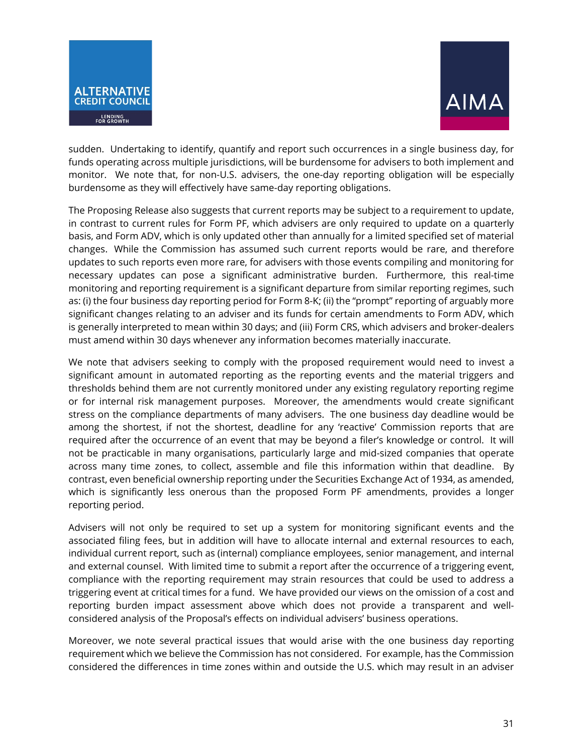sudden. Undertaking to identify, quantify and report such occurrences in a single business day, for funds operating across multiple jurisdictions, will be burdensome for advisers to both implement and monitor. We note that, for non-U.S. advisers, the one-day reporting obligation will be especially burdensome as they will effectively have same-day reporting obligations.

The Proposing Release also suggests that current reports may be subject to a requirement to update, in contrast to current rules for Form PF, which advisers are only required to update on a quarterly basis, and Form ADV, which is only updated other than annually for a limited specified set of material changes. While the Commission has assumed such current reports would be rare, and therefore updates to such reports even more rare, for advisers with those events compiling and monitoring for necessary updates can pose a significant administrative burden. Furthermore, this real-time monitoring and reporting requirement is a significant departure from similar reporting regimes, such as: (i) the four business day reporting period for Form 8-K; (ii) the "prompt" reporting of arguably more significant changes relating to an adviser and its funds for certain amendments to Form ADV, which is generally interpreted to mean within 30 days; and (iii) Form CRS, which advisers and broker-dealers must amend within 30 days whenever any information becomes materially inaccurate.

We note that advisers seeking to comply with the proposed requirement would need to invest a significant amount in automated reporting as the reporting events and the material triggers and thresholds behind them are not currently monitored under any existing regulatory reporting regime or for internal risk management purposes. Moreover, the amendments would create significant stress on the compliance departments of many advisers. The one business day deadline would be among the shortest, if not the shortest, deadline for any 'reactive' Commission reports that are required after the occurrence of an event that may be beyond a filer's knowledge or control. It will not be practicable in many organisations, particularly large and mid-sized companies that operate across many time zones, to collect, assemble and file this information within that deadline. By contrast, even beneficial ownership reporting under the Securities Exchange Act of 1934, as amended, which is significantly less onerous than the proposed Form PF amendments, provides a longer reporting period.

Advisers will not only be required to set up a system for monitoring significant events and the associated filing fees, but in addition will have to allocate internal and external resources to each, individual current report, such as (internal) compliance employees, senior management, and internal and external counsel. With limited time to submit a report after the occurrence of a triggering event, compliance with the reporting requirement may strain resources that could be used to address a triggering event at critical times for a fund. We have provided our views on the omission of a cost and reporting burden impact assessment above which does not provide a transparent and well-considered analysis of the Proposal's effects on individual advisers' business operations.

Moreover, we note several practical issues that would arise with the one business day reporting requirement which we believe the Commission has not considered. For example, has the Commission considered the differences in time zones within and outside the U.S. which may result in an adviser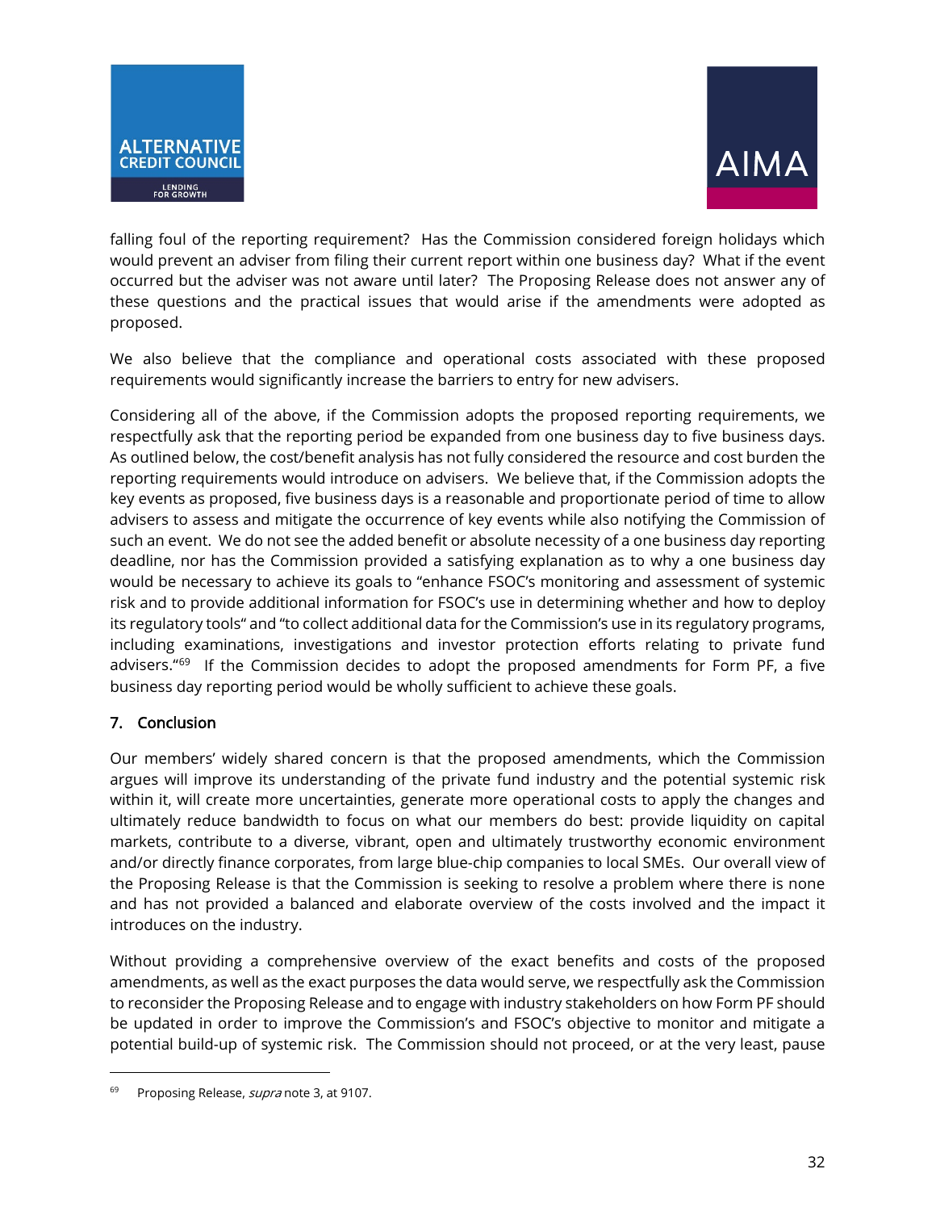falling foul of the reporting requirement? Has the Commission considered foreign holidays which would prevent an adviser from filing their current report within one business day? What if the event occurred but the adviser was not aware until later? The Proposing Release does not answer any of these questions and the practical issues that would arise if the amendments were adopted as proposed.

We also believe that the compliance and operational costs associated with these proposed requirements would significantly increase the barriers to entry for new advisers.

Considering all of the above, if the Commission adopts the proposed reporting requirements, we respectfully ask that the reporting period be expanded from one business day to five business days. As outlined below, the cost/benefit analysis has not fully considered the resource and cost burden the reporting requirements would introduce on advisers. We believe that, if the Commission adopts the key events as proposed, five business days is a reasonable and proportionate period of time to allow advisers to assess and mitigate the occurrence of key events while also notifying the Commission of such an event. We do not see the added benefit or absolute necessity of a one business day reporting deadline, nor has the Commission provided a satisfying explanation as to why a one business day would be necessary to achieve its goals to "enhance FSOC's monitoring and assessment of systemic risk and to provide additional information for FSOC's use in determining whether and how to deploy its regulatory tools" and "to collect additional data for the Commission's use in its regulatory programs, including examinations, investigations and investor protection efforts relating to private fund advisers."[69] If the Commission decides to adopt the proposed amendments for Form PF, a five business day reporting period would be wholly sufficient to achieve these goals.

## 7. Conclusion

Our members' widely shared concern is that the proposed amendments, which the Commission argues will improve its understanding of the private fund industry and the potential systemic risk within it, will create more uncertainties, generate more operational costs to apply the changes and ultimately reduce bandwidth to focus on what our members do best: provide liquidity on capital markets, contribute to a diverse, vibrant, open and ultimately trustworthy economic environment and/or directly finance corporates, from large blue-chip companies to local SMEs. Our overall view of the Proposing Release is that the Commission is seeking to resolve a problem where there is none and has not provided a balanced and elaborate overview of the costs involved and the impact it introduces on the industry.

Without providing a comprehensive overview of the exact benefits and costs of the proposed amendments, as well as the exact purposes the data would serve, we respectfully ask the Commission to reconsider the Proposing Release and to engage with industry stakeholders on how Form PF should be updated in order to improve the Commission's and FSOC's objective to monitor and mitigate a potential build-up of systemic risk. The Commission should not proceed, or at the very least, pause

---

[69] Proposing Release, *supra* note 3, at 9107.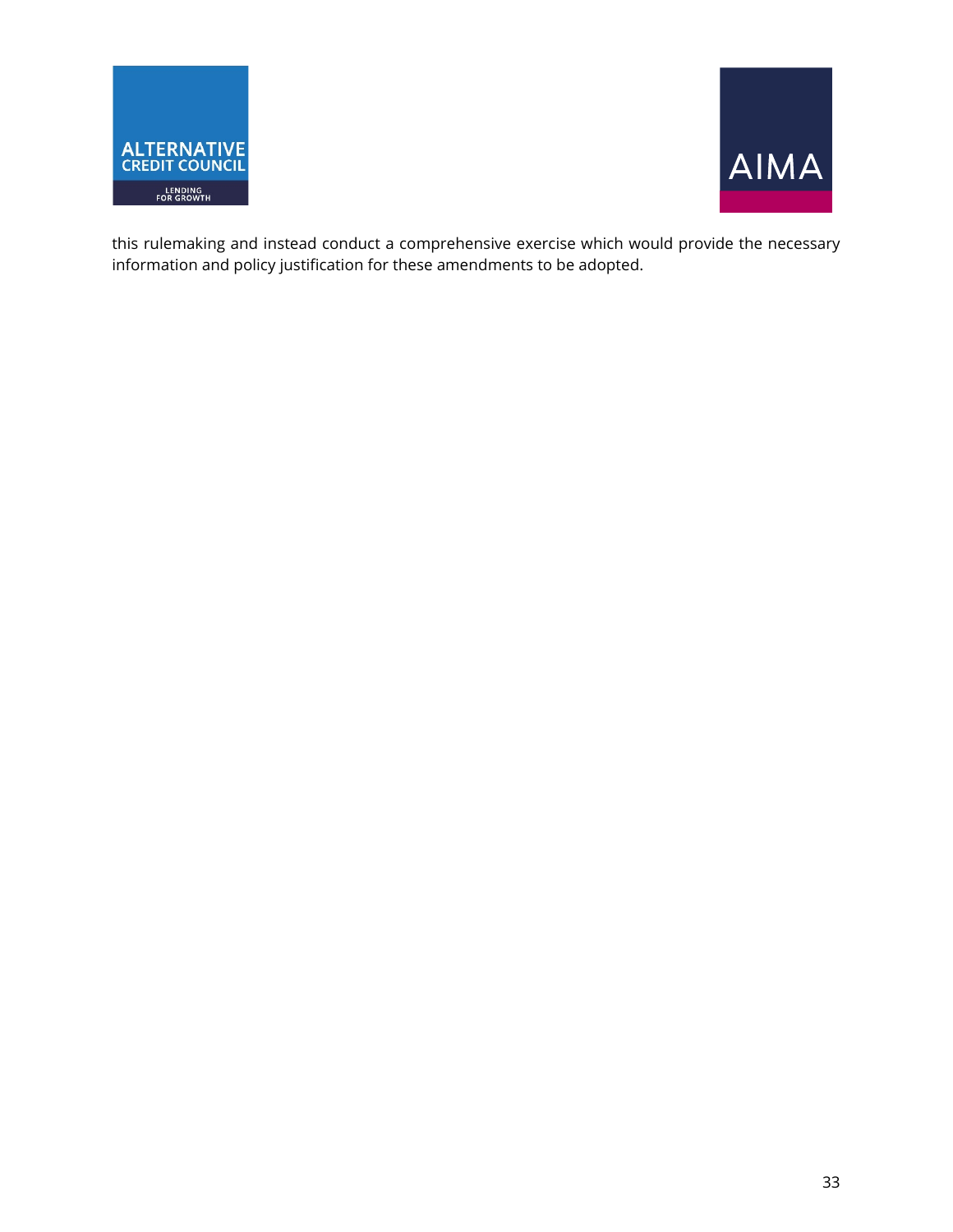this rulemaking and instead conduct a comprehensive exercise which would provide the necessary information and policy justification for these amendments to be adopted.